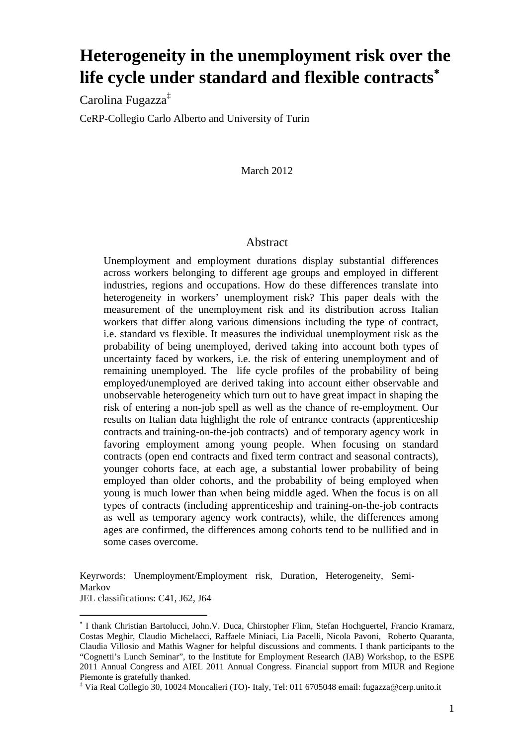# Heterogeneity in the unemployment risk over the life cycle under standard and flexible contracts[*]

Carolina Fugazza[‡]

CeRP-Collegio Carlo Alberto and University of Turin

March 2012

## Abstract

Unemployment and employment durations display substantial differences across workers belonging to different age groups and employed in different industries, regions and occupations. How do these differences translate into heterogeneity in workers' unemployment risk? This paper deals with the measurement of the unemployment risk and its distribution across Italian workers that differ along various dimensions including the type of contract, i.e. standard vs flexible. It measures the individual unemployment risk as the probability of being unemployed, derived taking into account both types of uncertainty faced by workers, i.e. the risk of entering unemployment and of remaining unemployed. The life cycle profiles of the probability of being employed/unemployed are derived taking into account either observable and unobservable heterogeneity which turn out to have great impact in shaping the risk of entering a non-job spell as well as the chance of re-employment. Our results on Italian data highlight the role of entrance contracts (apprenticeship contracts and training-on-the-job contracts) and of temporary agency work in favoring employment among young people. When focusing on standard contracts (open end contracts and fixed term contract and seasonal contracts), younger cohorts face, at each age, a substantial lower probability of being employed than older cohorts, and the probability of being employed when young is much lower than when being middle aged. When the focus is on all types of contracts (including apprenticeship and training-on-the-job contracts as well as temporary agency work contracts), while, the differences among ages are confirmed, the differences among cohorts tend to be nullified and in some cases overcome.

Keyrwords: Unemployment/Employment risk, Duration, Heterogeneity, Semi-Markov

JEL classifications: C41, J62, J64

---

[*] I thank Christian Bartolucci, John.V. Duca, Chirstopher Flinn, Stefan Hochguertel, Francio Kramarz, Costas Meghir, Claudio Michelacci, Raffaele Miniaci, Lia Pacelli, Nicola Pavoni, Roberto Quaranta, Claudia Villosio and Mathis Wagner for helpful discussions and comments. I thank participants to the "Cognetti's Lunch Seminar", to the Institute for Employment Research (IAB) Workshop, to the ESPE 2011 Annual Congress and AIEL 2011 Annual Congress. Financial support from MIUR and Regione Piemonte is gratefully thanked.

[‡] Via Real Collegio 30, 10024 Moncalieri (TO)- Italy, Tel: 011 6705048 email: fugazza@cerp.unito.it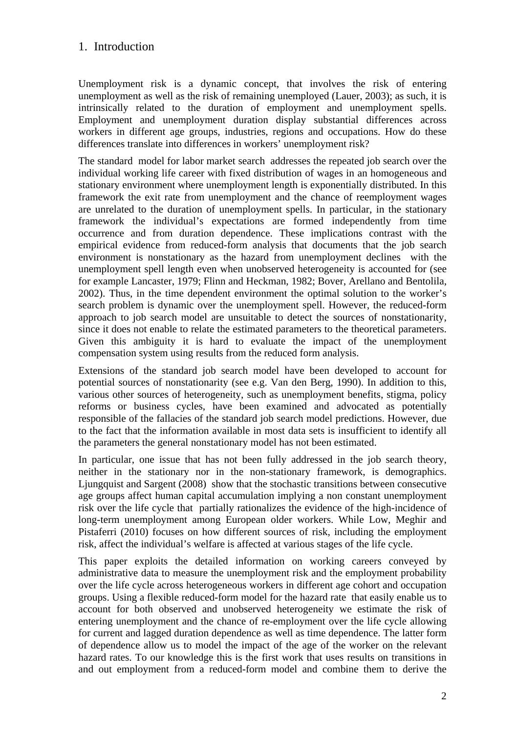## 1. Introduction

Unemployment risk is a dynamic concept, that involves the risk of entering unemployment as well as the risk of remaining unemployed (Lauer, 2003); as such, it is intrinsically related to the duration of employment and unemployment spells. Employment and unemployment duration display substantial differences across workers in different age groups, industries, regions and occupations. How do these differences translate into differences in workers' unemployment risk?

The standard model for labor market search addresses the repeated job search over the individual working life career with fixed distribution of wages in an homogeneous and stationary environment where unemployment length is exponentially distributed. In this framework the exit rate from unemployment and the chance of reemployment wages are unrelated to the duration of unemployment spells. In particular, in the stationary framework the individual's expectations are formed independently from time occurrence and from duration dependence. These implications contrast with the empirical evidence from reduced-form analysis that documents that the job search environment is nonstationary as the hazard from unemployment declines with the unemployment spell length even when unobserved heterogeneity is accounted for (see for example Lancaster, 1979; Flinn and Heckman, 1982; Bover, Arellano and Bentolila, 2002). Thus, in the time dependent environment the optimal solution to the worker's search problem is dynamic over the unemployment spell. However, the reduced-form approach to job search model are unsuitable to detect the sources of nonstationarity, since it does not enable to relate the estimated parameters to the theoretical parameters. Given this ambiguity it is hard to evaluate the impact of the unemployment compensation system using results from the reduced form analysis.

Extensions of the standard job search model have been developed to account for potential sources of nonstationarity (see e.g. Van den Berg, 1990). In addition to this, various other sources of heterogeneity, such as unemployment benefits, stigma, policy reforms or business cycles, have been examined and advocated as potentially responsible of the fallacies of the standard job search model predictions. However, due to the fact that the information available in most data sets is insufficient to identify all the parameters the general nonstationary model has not been estimated.

In particular, one issue that has not been fully addressed in the job search theory, neither in the stationary nor in the non-stationary framework, is demographics. Ljungquist and Sargent (2008) show that the stochastic transitions between consecutive age groups affect human capital accumulation implying a non constant unemployment risk over the life cycle that partially rationalizes the evidence of the high-incidence of long-term unemployment among European older workers. While Low, Meghir and Pistaferri (2010) focuses on how different sources of risk, including the employment risk, affect the individual's welfare is affected at various stages of the life cycle.

This paper exploits the detailed information on working careers conveyed by administrative data to measure the unemployment risk and the employment probability over the life cycle across heterogeneous workers in different age cohort and occupation groups. Using a flexible reduced-form model for the hazard rate that easily enable us to account for both observed and unobserved heterogeneity we estimate the risk of entering unemployment and the chance of re-employment over the life cycle allowing for current and lagged duration dependence as well as time dependence. The latter form of dependence allow us to model the impact of the age of the worker on the relevant hazard rates. To our knowledge this is the first work that uses results on transitions in and out employment from a reduced-form model and combine them to derive the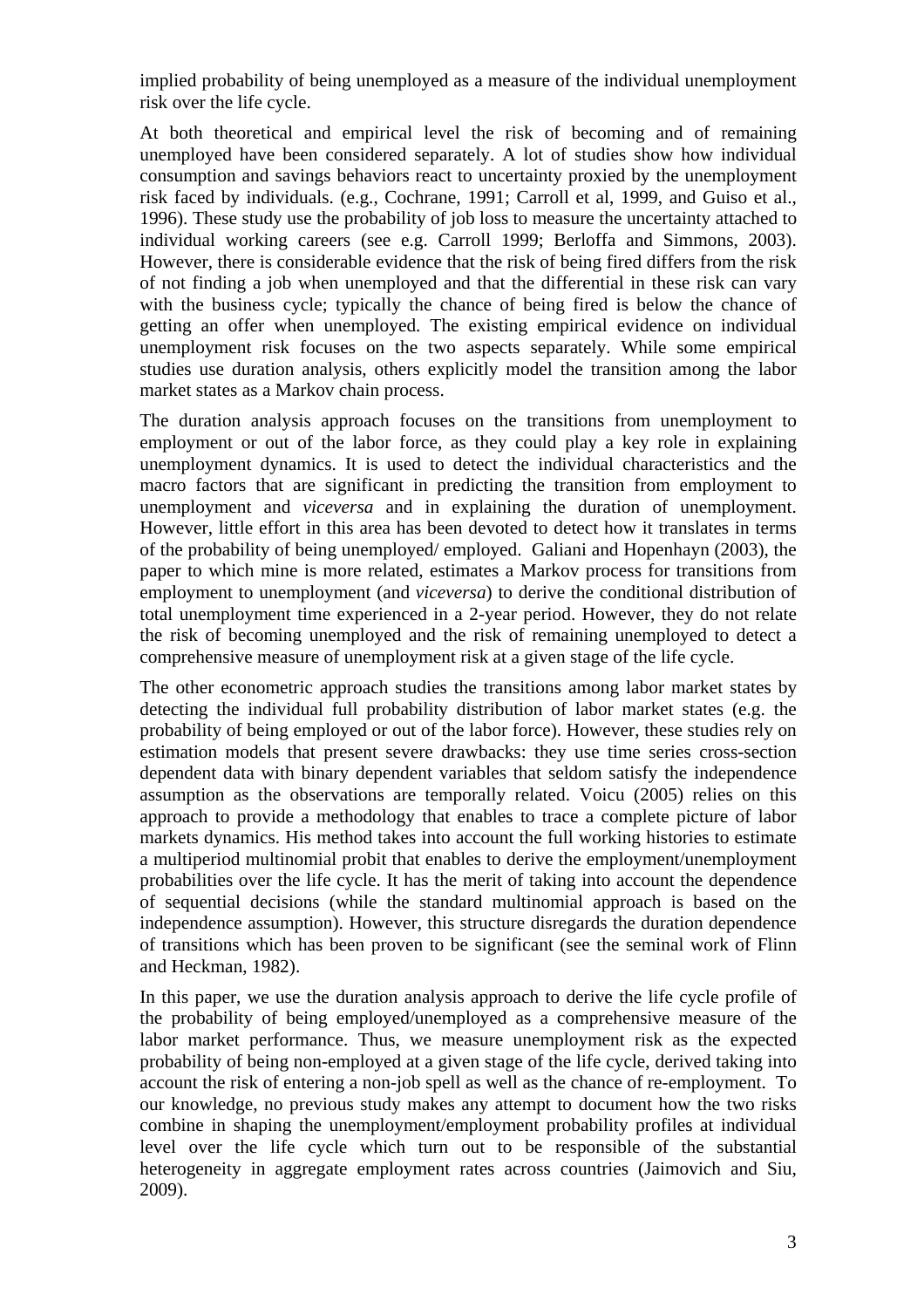implied probability of being unemployed as a measure of the individual unemployment risk over the life cycle.

At both theoretical and empirical level the risk of becoming and of remaining unemployed have been considered separately. A lot of studies show how individual consumption and savings behaviors react to uncertainty proxied by the unemployment risk faced by individuals. (e.g., Cochrane, 1991; Carroll et al, 1999, and Guiso et al., 1996). These study use the probability of job loss to measure the uncertainty attached to individual working careers (see e.g. Carroll 1999; Berloffa and Simmons, 2003). However, there is considerable evidence that the risk of being fired differs from the risk of not finding a job when unemployed and that the differential in these risk can vary with the business cycle; typically the chance of being fired is below the chance of getting an offer when unemployed. The existing empirical evidence on individual unemployment risk focuses on the two aspects separately. While some empirical studies use duration analysis, others explicitly model the transition among the labor market states as a Markov chain process.

The duration analysis approach focuses on the transitions from unemployment to employment or out of the labor force, as they could play a key role in explaining unemployment dynamics. It is used to detect the individual characteristics and the macro factors that are significant in predicting the transition from employment to unemployment and *viceversa* and in explaining the duration of unemployment. However, little effort in this area has been devoted to detect how it translates in terms of the probability of being unemployed/ employed. Galiani and Hopenhayn (2003), the paper to which mine is more related, estimates a Markov process for transitions from employment to unemployment (and *viceversa*) to derive the conditional distribution of total unemployment time experienced in a 2-year period. However, they do not relate the risk of becoming unemployed and the risk of remaining unemployed to detect a comprehensive measure of unemployment risk at a given stage of the life cycle.

The other econometric approach studies the transitions among labor market states by detecting the individual full probability distribution of labor market states (e.g. the probability of being employed or out of the labor force). However, these studies rely on estimation models that present severe drawbacks: they use time series cross-section dependent data with binary dependent variables that seldom satisfy the independence assumption as the observations are temporally related. Voicu (2005) relies on this approach to provide a methodology that enables to trace a complete picture of labor markets dynamics. His method takes into account the full working histories to estimate a multiperiod multinomial probit that enables to derive the employment/unemployment probabilities over the life cycle. It has the merit of taking into account the dependence of sequential decisions (while the standard multinomial approach is based on the independence assumption). However, this structure disregards the duration dependence of transitions which has been proven to be significant (see the seminal work of Flinn and Heckman, 1982).

In this paper, we use the duration analysis approach to derive the life cycle profile of the probability of being employed/unemployed as a comprehensive measure of the labor market performance. Thus, we measure unemployment risk as the expected probability of being non-employed at a given stage of the life cycle, derived taking into account the risk of entering a non-job spell as well as the chance of re-employment. To our knowledge, no previous study makes any attempt to document how the two risks combine in shaping the unemployment/employment probability profiles at individual level over the life cycle which turn out to be responsible of the substantial heterogeneity in aggregate employment rates across countries (Jaimovich and Siu, 2009).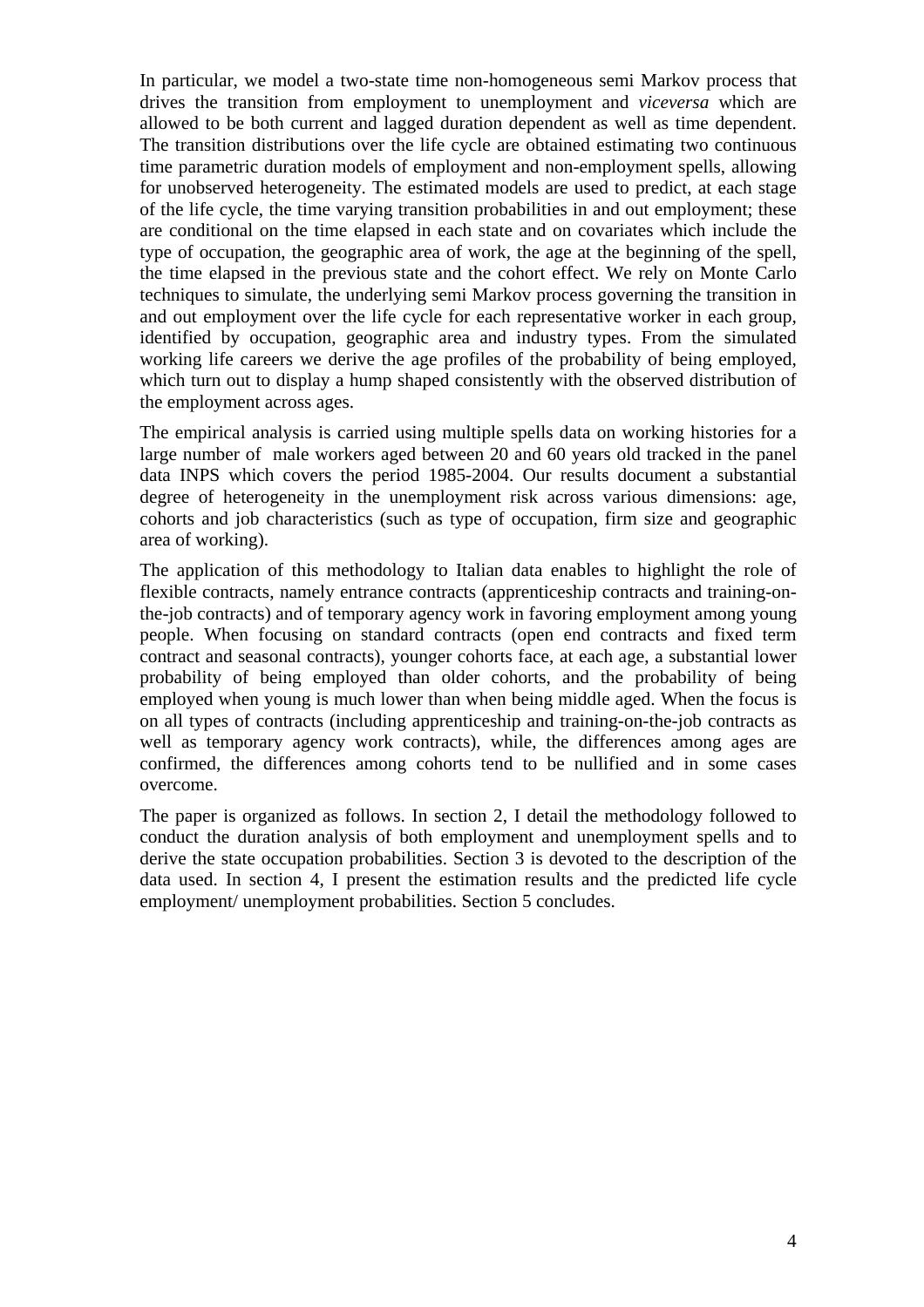In particular, we model a two-state time non-homogeneous semi Markov process that drives the transition from employment to unemployment and *viceversa* which are allowed to be both current and lagged duration dependent as well as time dependent. The transition distributions over the life cycle are obtained estimating two continuous time parametric duration models of employment and non-employment spells, allowing for unobserved heterogeneity. The estimated models are used to predict, at each stage of the life cycle, the time varying transition probabilities in and out employment; these are conditional on the time elapsed in each state and on covariates which include the type of occupation, the geographic area of work, the age at the beginning of the spell, the time elapsed in the previous state and the cohort effect. We rely on Monte Carlo techniques to simulate, the underlying semi Markov process governing the transition in and out employment over the life cycle for each representative worker in each group, identified by occupation, geographic area and industry types. From the simulated working life careers we derive the age profiles of the probability of being employed, which turn out to display a hump shaped consistently with the observed distribution of the employment across ages.

The empirical analysis is carried using multiple spells data on working histories for a large number of male workers aged between 20 and 60 years old tracked in the panel data INPS which covers the period 1985-2004. Our results document a substantial degree of heterogeneity in the unemployment risk across various dimensions: age, cohorts and job characteristics (such as type of occupation, firm size and geographic area of working).

The application of this methodology to Italian data enables to highlight the role of flexible contracts, namely entrance contracts (apprenticeship contracts and training-on-the-job contracts) and of temporary agency work in favoring employment among young people. When focusing on standard contracts (open end contracts and fixed term contract and seasonal contracts), younger cohorts face, at each age, a substantial lower probability of being employed than older cohorts, and the probability of being employed when young is much lower than when being middle aged. When the focus is on all types of contracts (including apprenticeship and training-on-the-job contracts as well as temporary agency work contracts), while, the differences among ages are confirmed, the differences among cohorts tend to be nullified and in some cases overcome.

The paper is organized as follows. In section 2, I detail the methodology followed to conduct the duration analysis of both employment and unemployment spells and to derive the state occupation probabilities. Section 3 is devoted to the description of the data used. In section 4, I present the estimation results and the predicted life cycle employment/ unemployment probabilities. Section 5 concludes.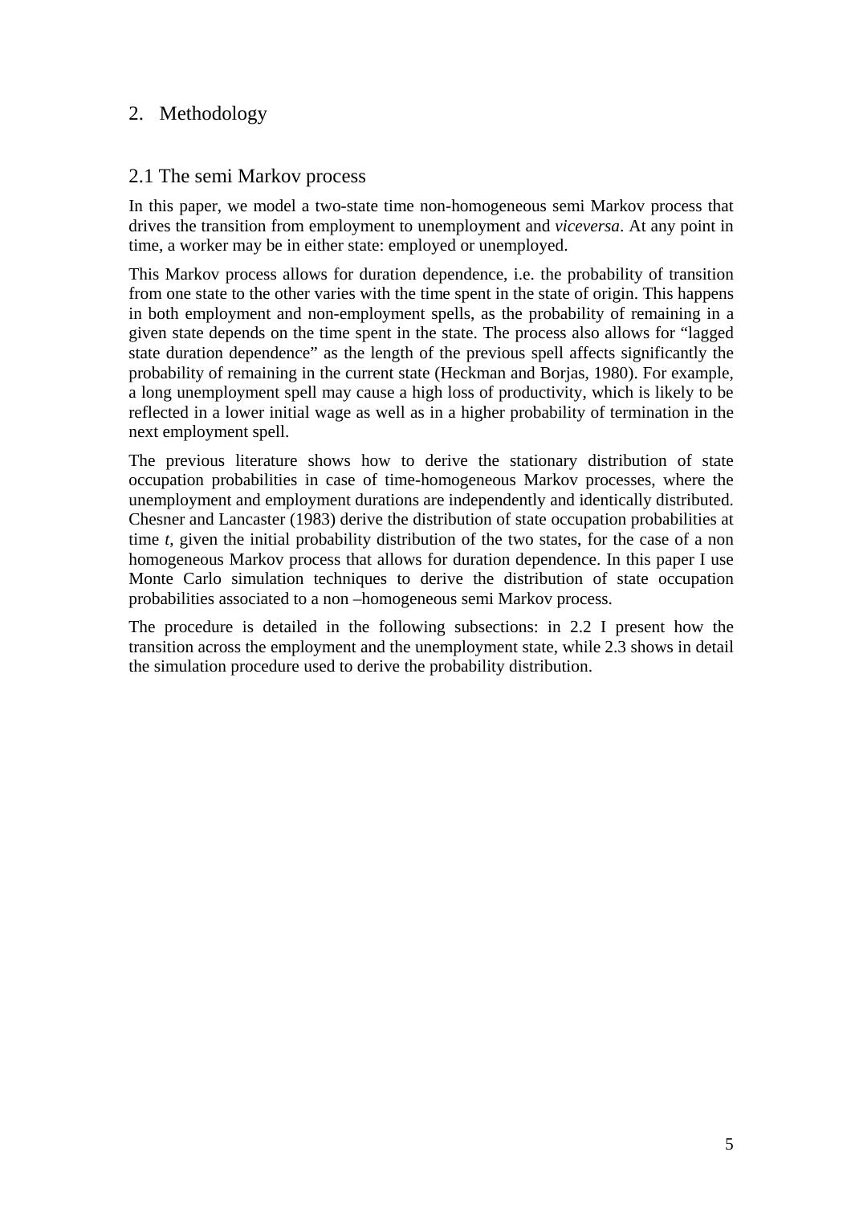## 2. Methodology

### 2.1 The semi Markov process

In this paper, we model a two-state time non-homogeneous semi Markov process that drives the transition from employment to unemployment and *viceversa*. At any point in time, a worker may be in either state: employed or unemployed.

This Markov process allows for duration dependence, i.e. the probability of transition from one state to the other varies with the time spent in the state of origin. This happens in both employment and non-employment spells, as the probability of remaining in a given state depends on the time spent in the state. The process also allows for "lagged state duration dependence" as the length of the previous spell affects significantly the probability of remaining in the current state (Heckman and Borjas, 1980). For example, a long unemployment spell may cause a high loss of productivity, which is likely to be reflected in a lower initial wage as well as in a higher probability of termination in the next employment spell.

The previous literature shows how to derive the stationary distribution of state occupation probabilities in case of time-homogeneous Markov processes, where the unemployment and employment durations are independently and identically distributed. Chesner and Lancaster (1983) derive the distribution of state occupation probabilities at time *t*, given the initial probability distribution of the two states, for the case of a non homogeneous Markov process that allows for duration dependence. In this paper I use Monte Carlo simulation techniques to derive the distribution of state occupation probabilities associated to a non –homogeneous semi Markov process.

The procedure is detailed in the following subsections: in 2.2 I present how the transition across the employment and the unemployment state, while 2.3 shows in detail the simulation procedure used to derive the probability distribution.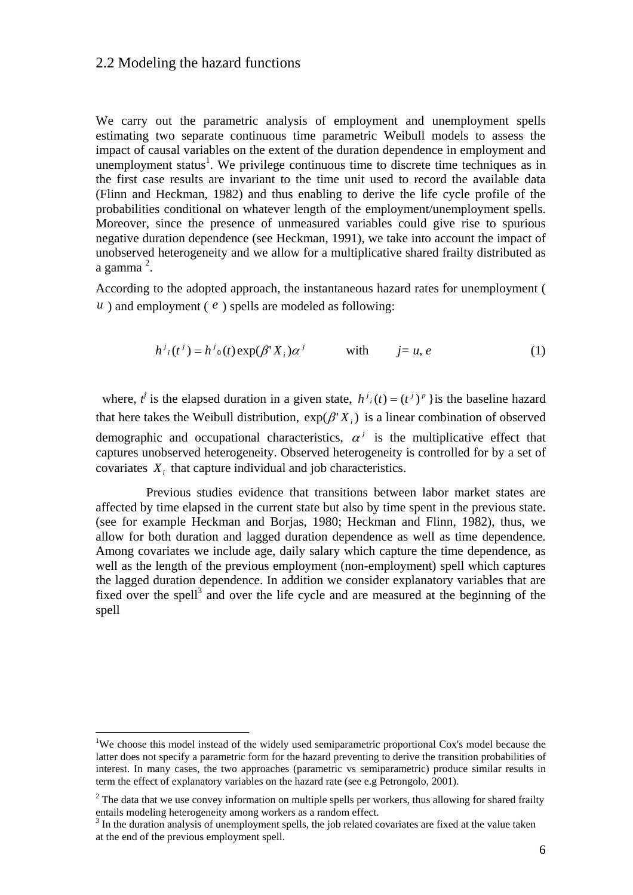## 2.2 Modeling the hazard functions

We carry out the parametric analysis of employment and unemployment spells estimating two separate continuous time parametric Weibull models to assess the impact of causal variables on the extent of the duration dependence in employment and unemployment status[1]. We privilege continuous time to discrete time techniques as in the first case results are invariant to the time unit used to record the available data (Flinn and Heckman, 1982) and thus enabling to derive the life cycle profile of the probabilities conditional on whatever length of the employment/unemployment spells. Moreover, since the presence of unmeasured variables could give rise to spurious negative duration dependence (see Heckman, 1991), we take into account the impact of unobserved heterogeneity and we allow for a multiplicative shared frailty distributed as a gamma [2].

According to the adopted approach, the instantaneous hazard rates for unemployment ( $u$ ) and employment ( $e$ ) spells are modeled as following:

$$h^j{}_i(t^j) = h^j{}_0(t)\exp(\beta' X_i)\alpha^j \qquad \text{with} \qquad j = u, e \tag{1}$$

where, $t^j$ is the elapsed duration in a given state, $h^j{}_i(t) = (t^j)^p$ }is the baseline hazard that here takes the Weibull distribution, $\exp(\beta' X_i)$ is a linear combination of observed demographic and occupational characteristics, $\alpha^j$ is the multiplicative effect that captures unobserved heterogeneity. Observed heterogeneity is controlled for by a set of covariates $X_i$ that capture individual and job characteristics.

Previous studies evidence that transitions between labor market states are affected by time elapsed in the current state but also by time spent in the previous state. (see for example Heckman and Borjas, 1980; Heckman and Flinn, 1982), thus, we allow for both duration and lagged duration dependence as well as time dependence. Among covariates we include age, daily salary which capture the time dependence, as well as the length of the previous employment (non-employment) spell which captures the lagged duration dependence. In addition we consider explanatory variables that are fixed over the spell[3] and over the life cycle and are measured at the beginning of the spell

---

[1]We choose this model instead of the widely used semiparametric proportional Cox's model because the latter does not specify a parametric form for the hazard preventing to derive the transition probabilities of interest. In many cases, the two approaches (parametric vs semiparametric) produce similar results in term the effect of explanatory variables on the hazard rate (see e.g Petrongolo, 2001).

[2] The data that we use convey information on multiple spells per workers, thus allowing for shared frailty entails modeling heterogeneity among workers as a random effect.

[3] In the duration analysis of unemployment spells, the job related covariates are fixed at the value taken at the end of the previous employment spell.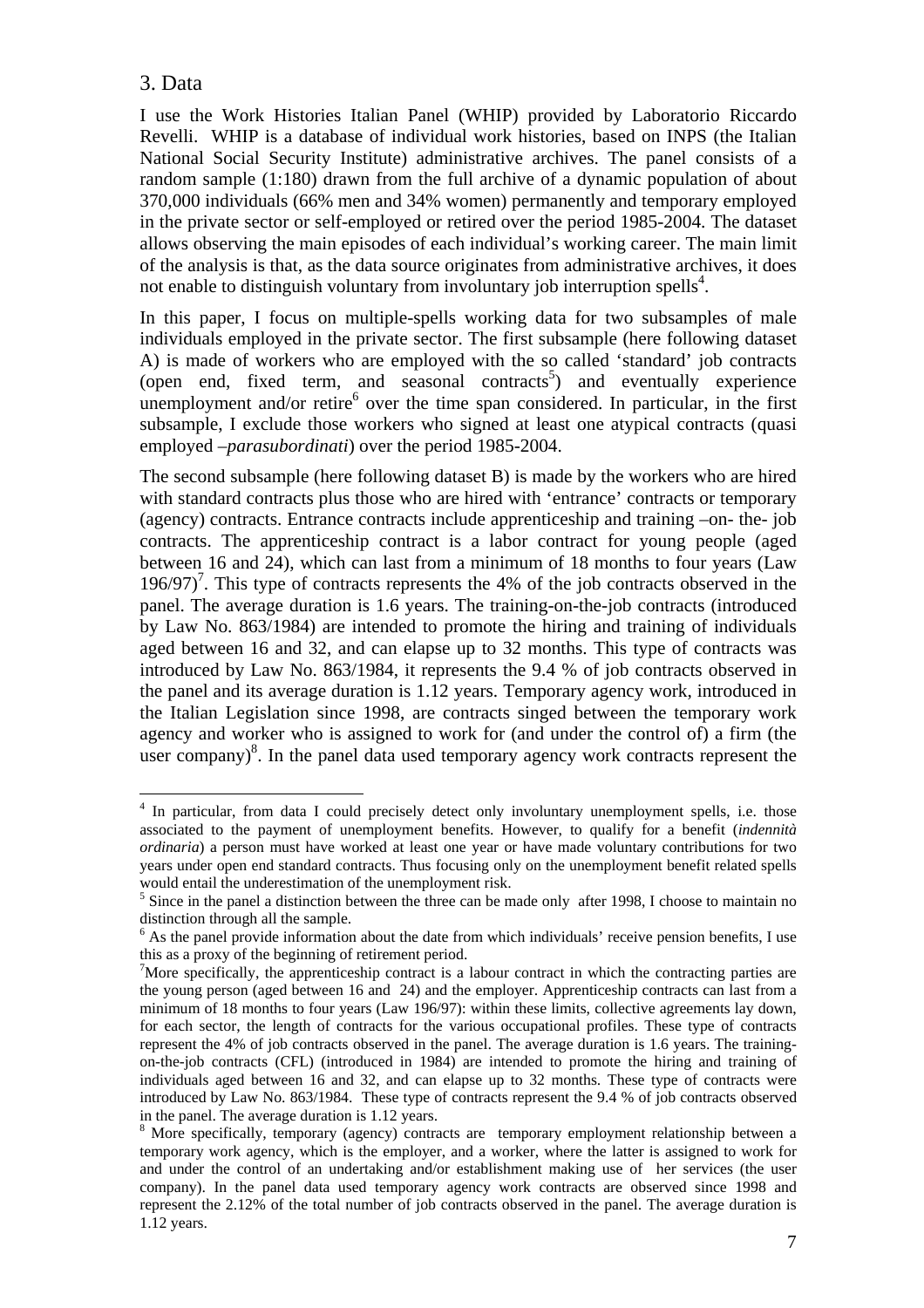## 3. Data

I use the Work Histories Italian Panel (WHIP) provided by Laboratorio Riccardo Revelli. WHIP is a database of individual work histories, based on INPS (the Italian National Social Security Institute) administrative archives. The panel consists of a random sample (1:180) drawn from the full archive of a dynamic population of about 370,000 individuals (66% men and 34% women) permanently and temporary employed in the private sector or self-employed or retired over the period 1985-2004. The dataset allows observing the main episodes of each individual's working career. The main limit of the analysis is that, as the data source originates from administrative archives, it does not enable to distinguish voluntary from involuntary job interruption spells[4].

In this paper, I focus on multiple-spells working data for two subsamples of male individuals employed in the private sector. The first subsample (here following dataset A) is made of workers who are employed with the so called 'standard' job contracts (open end, fixed term, and seasonal contracts[5]) and eventually experience unemployment and/or retire[6] over the time span considered. In particular, in the first subsample, I exclude those workers who signed at least one atypical contracts (quasi employed –*parasubordinati*) over the period 1985-2004.

The second subsample (here following dataset B) is made by the workers who are hired with standard contracts plus those who are hired with 'entrance' contracts or temporary (agency) contracts. Entrance contracts include apprenticeship and training –on- the- job contracts. The apprenticeship contract is a labor contract for young people (aged between 16 and 24), which can last from a minimum of 18 months to four years (Law 196/97)[7]. This type of contracts represents the 4% of the job contracts observed in the panel. The average duration is 1.6 years. The training-on-the-job contracts (introduced by Law No. 863/1984) are intended to promote the hiring and training of individuals aged between 16 and 32, and can elapse up to 32 months. This type of contracts was introduced by Law No. 863/1984, it represents the 9.4 % of job contracts observed in the panel and its average duration is 1.12 years. Temporary agency work, introduced in the Italian Legislation since 1998, are contracts singed between the temporary work agency and worker who is assigned to work for (and under the control of) a firm (the user company)[8]. In the panel data used temporary agency work contracts represent the

---

[4] In particular, from data I could precisely detect only involuntary unemployment spells, i.e. those associated to the payment of unemployment benefits. However, to qualify for a benefit (*indennità ordinaria*) a person must have worked at least one year or have made voluntary contributions for two years under open end standard contracts. Thus focusing only on the unemployment benefit related spells would entail the underestimation of the unemployment risk.

[5] Since in the panel a distinction between the three can be made only after 1998, I choose to maintain no distinction through all the sample.

[6] As the panel provide information about the date from which individuals' receive pension benefits, I use this as a proxy of the beginning of retirement period.

[7] More specifically, the apprenticeship contract is a labour contract in which the contracting parties are the young person (aged between 16 and 24) and the employer. Apprenticeship contracts can last from a minimum of 18 months to four years (Law 196/97): within these limits, collective agreements lay down, for each sector, the length of contracts for the various occupational profiles. These type of contracts represent the 4% of job contracts observed in the panel. The average duration is 1.6 years. The training-on-the-job contracts (CFL) (introduced in 1984) are intended to promote the hiring and training of individuals aged between 16 and 32, and can elapse up to 32 months. These type of contracts were introduced by Law No. 863/1984. These type of contracts represent the 9.4 % of job contracts observed in the panel. The average duration is 1.12 years.

[8] More specifically, temporary (agency) contracts are temporary employment relationship between a temporary work agency, which is the employer, and a worker, where the latter is assigned to work for and under the control of an undertaking and/or establishment making use of her services (the user company). In the panel data used temporary agency work contracts are observed since 1998 and represent the 2.12% of the total number of job contracts observed in the panel. The average duration is 1.12 years.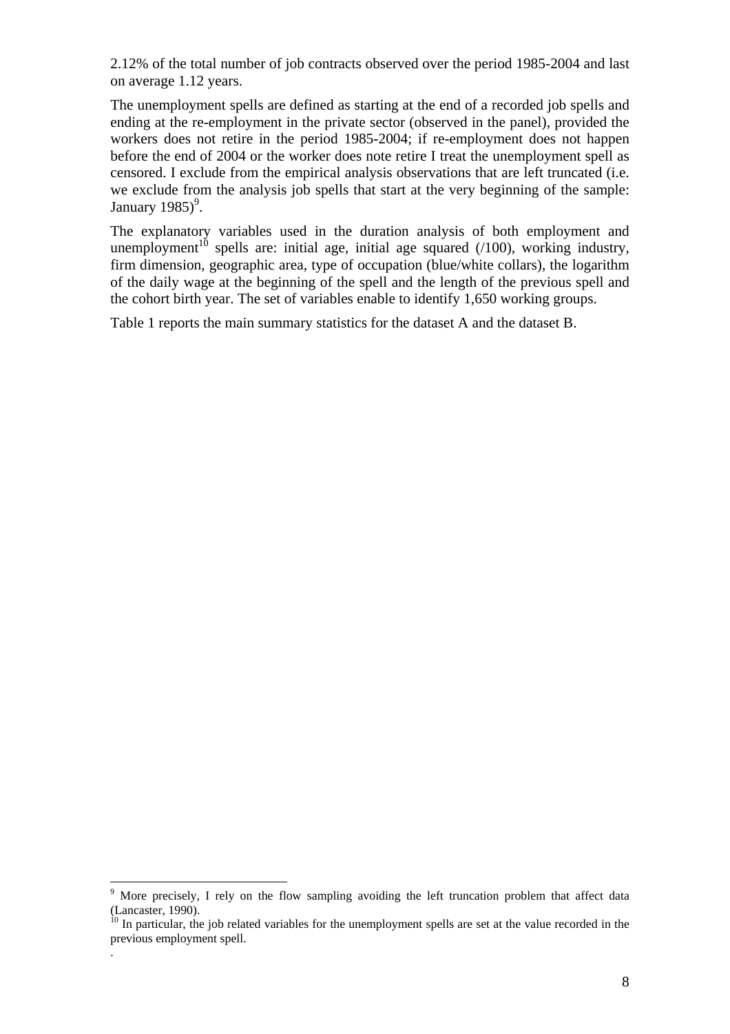2.12% of the total number of job contracts observed over the period 1985-2004 and last on average 1.12 years.

The unemployment spells are defined as starting at the end of a recorded job spells and ending at the re-employment in the private sector (observed in the panel), provided the workers does not retire in the period 1985-2004; if re-employment does not happen before the end of 2004 or the worker does note retire I treat the unemployment spell as censored. I exclude from the empirical analysis observations that are left truncated (i.e. we exclude from the analysis job spells that start at the very beginning of the sample: January 1985)[9].

The explanatory variables used in the duration analysis of both employment and unemployment[10] spells are: initial age, initial age squared (/100), working industry, firm dimension, geographic area, type of occupation (blue/white collars), the logarithm of the daily wage at the beginning of the spell and the length of the previous spell and the cohort birth year. The set of variables enable to identify 1,650 working groups.

Table 1 reports the main summary statistics for the dataset A and the dataset B.

---

[9] More precisely, I rely on the flow sampling avoiding the left truncation problem that affect data (Lancaster, 1990).

[10] In particular, the job related variables for the unemployment spells are set at the value recorded in the previous employment spell.

.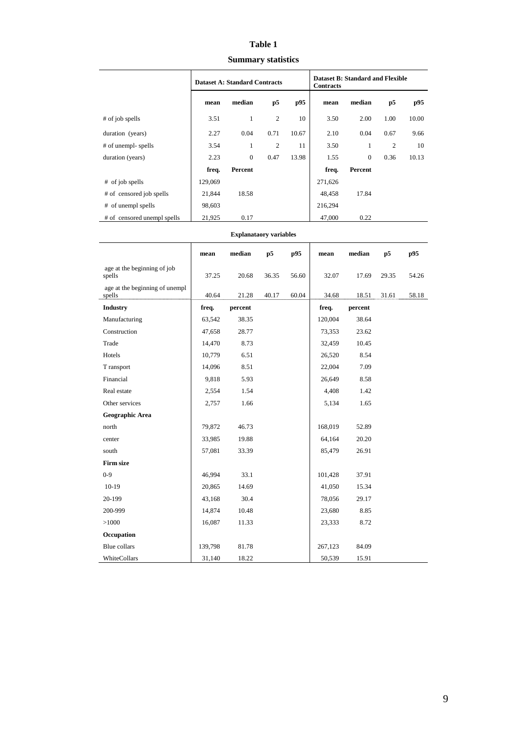**Table 1**

**Summary statistics**

| | Dataset A: Standard Contracts | | | | Dataset B: Standard and Flexible Contracts | | | |
|---|---|---|---|---|---|---|---|---|
| | **mean** | **median** | **p5** | **p95** | **mean** | **median** | **p5** | **p95** |
| # of job spells | 3.51 | 1 | 2 | 10 | 3.50 | 2.00 | 1.00 | 10.00 |
| duration (years) | 2.27 | 0.04 | 0.71 | 10.67 | 2.10 | 0.04 | 0.67 | 9.66 |
| # of unempl- spells | 3.54 | 1 | 2 | 11 | 3.50 | 1 | 2 | 10 |
| duration (years) | 2.23 | 0 | 0.47 | 13.98 | 1.55 | 0 | 0.36 | 10.13 |
| | **freq.** | **Percent** | | | **freq.** | **Percent** | | |
| # of job spells | 129,069 | | | | 271,626 | | | |
| # of censored job spells | 21,844 | 18.58 | | | 48,458 | 17.84 | | |
| # of unempl spells | 98,603 | | | | 216,294 | | | |
| # of censored unempl spells | 21,925 | 0.17 | | | 47,000 | 0.22 | | |

**Explanataory variables**

| | mean | median | p5 | p95 | mean | median | p5 | p95 |
|---|---|---|---|---|---|---|---|---|
| age at the beginning of job spells | 37.25 | 20.68 | 36.35 | 56.60 | 32.07 | 17.69 | 29.35 | 54.26 |
| age at the beginning of unempl spells | 40.64 | 21.28 | 40.17 | 60.04 | 34.68 | 18.51 | 31.61 | 58.18 |
| **Industry** | **freq.** | **percent** | | | **freq.** | **percent** | | |
| Manufacturing | 63,542 | 38.35 | | | 120,004 | 38.64 | | |
| Construction | 47,658 | 28.77 | | | 73,353 | 23.62 | | |
| Trade | 14,470 | 8.73 | | | 32,459 | 10.45 | | |
| Hotels | 10,779 | 6.51 | | | 26,520 | 8.54 | | |
| T ransport | 14,096 | 8.51 | | | 22,004 | 7.09 | | |
| Financial | 9,818 | 5.93 | | | 26,649 | 8.58 | | |
| Real estate | 2,554 | 1.54 | | | 4,408 | 1.42 | | |
| Other services | 2,757 | 1.66 | | | 5,134 | 1.65 | | |
| **Geographic Area** | | | | | | | | |
| north | 79,872 | 46.73 | | | 168,019 | 52.89 | | |
| center | 33,985 | 19.88 | | | 64,164 | 20.20 | | |
| south | 57,081 | 33.39 | | | 85,479 | 26.91 | | |
| **Firm size** | | | | | | | | |
| 0-9 | 46,994 | 33.1 | | | 101,428 | 37.91 | | |
| 10-19 | 20,865 | 14.69 | | | 41,050 | 15.34 | | |
| 20-199 | 43,168 | 30.4 | | | 78,056 | 29.17 | | |
| 200-999 | 14,874 | 10.48 | | | 23,680 | 8.85 | | |
| >1000 | 16,087 | 11.33 | | | 23,333 | 8.72 | | |
| **Occupation** | | | | | | | | |
| Blue collars | 139,798 | 81.78 | | | 267,123 | 84.09 | | |
| WhiteCollars | 31,140 | 18.22 | | | 50,539 | 15.91 | | |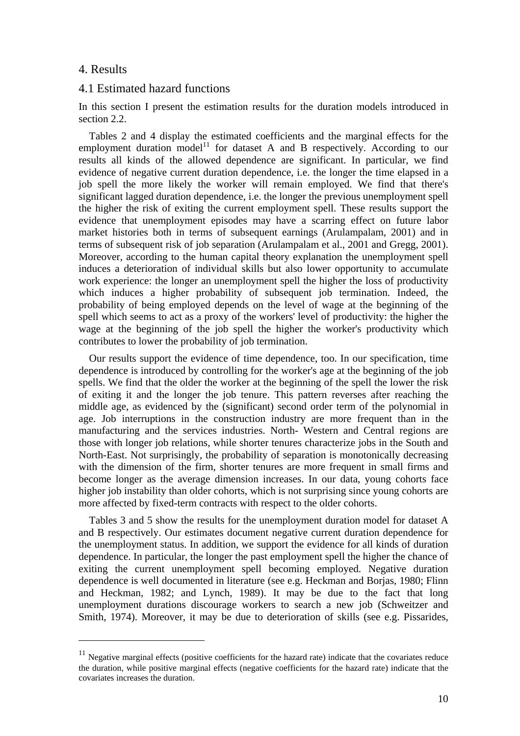## 4. Results

### 4.1 Estimated hazard functions

In this section I present the estimation results for the duration models introduced in section 2.2.

Tables 2 and 4 display the estimated coefficients and the marginal effects for the employment duration model[11] for dataset A and B respectively. According to our results all kinds of the allowed dependence are significant. In particular, we find evidence of negative current duration dependence, i.e. the longer the time elapsed in a job spell the more likely the worker will remain employed. We find that there's significant lagged duration dependence, i.e. the longer the previous unemployment spell the higher the risk of exiting the current employment spell. These results support the evidence that unemployment episodes may have a scarring effect on future labor market histories both in terms of subsequent earnings (Arulampalam, 2001) and in terms of subsequent risk of job separation (Arulampalam et al., 2001 and Gregg, 2001). Moreover, according to the human capital theory explanation the unemployment spell induces a deterioration of individual skills but also lower opportunity to accumulate work experience: the longer an unemployment spell the higher the loss of productivity which induces a higher probability of subsequent job termination. Indeed, the probability of being employed depends on the level of wage at the beginning of the spell which seems to act as a proxy of the workers' level of productivity: the higher the wage at the beginning of the job spell the higher the worker's productivity which contributes to lower the probability of job termination.

Our results support the evidence of time dependence, too. In our specification, time dependence is introduced by controlling for the worker's age at the beginning of the job spells. We find that the older the worker at the beginning of the spell the lower the risk of exiting it and the longer the job tenure. This pattern reverses after reaching the middle age, as evidenced by the (significant) second order term of the polynomial in age. Job interruptions in the construction industry are more frequent than in the manufacturing and the services industries. North- Western and Central regions are those with longer job relations, while shorter tenures characterize jobs in the South and North-East. Not surprisingly, the probability of separation is monotonically decreasing with the dimension of the firm, shorter tenures are more frequent in small firms and become longer as the average dimension increases. In our data, young cohorts face higher job instability than older cohorts, which is not surprising since young cohorts are more affected by fixed-term contracts with respect to the older cohorts.

Tables 3 and 5 show the results for the unemployment duration model for dataset A and B respectively. Our estimates document negative current duration dependence for the unemployment status. In addition, we support the evidence for all kinds of duration dependence. In particular, the longer the past employment spell the higher the chance of exiting the current unemployment spell becoming employed. Negative duration dependence is well documented in literature (see e.g. Heckman and Borjas, 1980; Flinn and Heckman, 1982; and Lynch, 1989). It may be due to the fact that long unemployment durations discourage workers to search a new job (Schweitzer and Smith, 1974). Moreover, it may be due to deterioration of skills (see e.g. Pissarides,

[11] Negative marginal effects (positive coefficients for the hazard rate) indicate that the covariates reduce the duration, while positive marginal effects (negative coefficients for the hazard rate) indicate that the covariates increases the duration.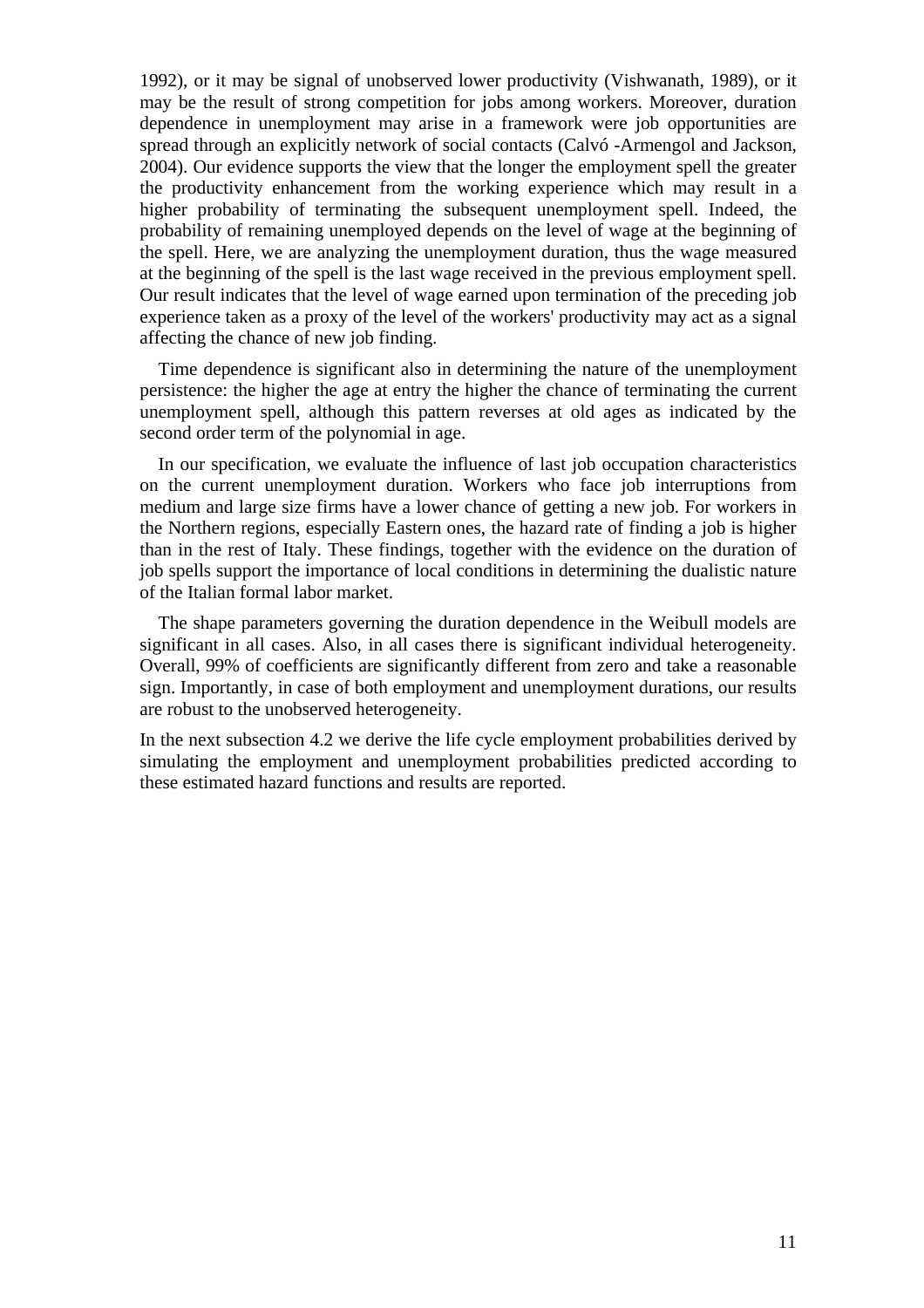1992), or it may be signal of unobserved lower productivity (Vishwanath, 1989), or it may be the result of strong competition for jobs among workers. Moreover, duration dependence in unemployment may arise in a framework were job opportunities are spread through an explicitly network of social contacts (Calvó -Armengol and Jackson, 2004). Our evidence supports the view that the longer the employment spell the greater the productivity enhancement from the working experience which may result in a higher probability of terminating the subsequent unemployment spell. Indeed, the probability of remaining unemployed depends on the level of wage at the beginning of the spell. Here, we are analyzing the unemployment duration, thus the wage measured at the beginning of the spell is the last wage received in the previous employment spell. Our result indicates that the level of wage earned upon termination of the preceding job experience taken as a proxy of the level of the workers' productivity may act as a signal affecting the chance of new job finding.

Time dependence is significant also in determining the nature of the unemployment persistence: the higher the age at entry the higher the chance of terminating the current unemployment spell, although this pattern reverses at old ages as indicated by the second order term of the polynomial in age.

In our specification, we evaluate the influence of last job occupation characteristics on the current unemployment duration. Workers who face job interruptions from medium and large size firms have a lower chance of getting a new job. For workers in the Northern regions, especially Eastern ones, the hazard rate of finding a job is higher than in the rest of Italy. These findings, together with the evidence on the duration of job spells support the importance of local conditions in determining the dualistic nature of the Italian formal labor market.

The shape parameters governing the duration dependence in the Weibull models are significant in all cases. Also, in all cases there is significant individual heterogeneity. Overall, 99% of coefficients are significantly different from zero and take a reasonable sign. Importantly, in case of both employment and unemployment durations, our results are robust to the unobserved heterogeneity.

In the next subsection 4.2 we derive the life cycle employment probabilities derived by simulating the employment and unemployment probabilities predicted according to these estimated hazard functions and results are reported.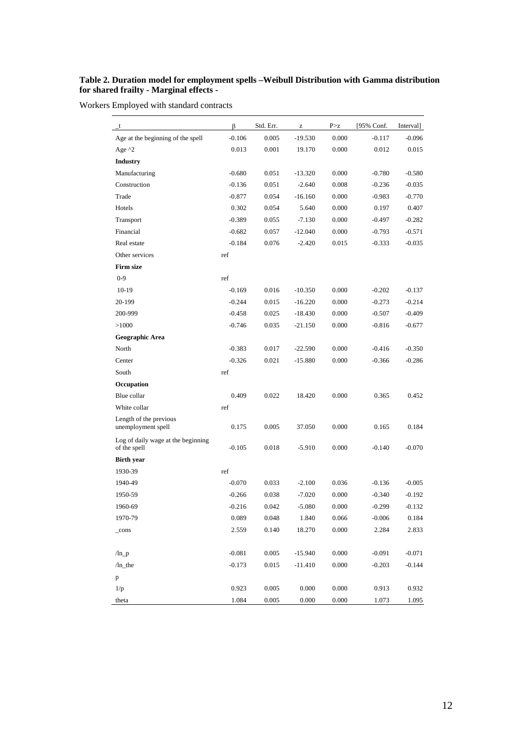**Table 2. Duration model for employment spells –Weibull Distribution with Gamma distribution for shared frailty - Marginal effects -**

Workers Employed with standard contracts

| _t | β | Std. Err. | z | P>z | [95% Conf. | Interval] |
|---|---|---|---|---|---|---|
| Age at the beginning of the spell | -0.106 | 0.005 | -19.530 | 0.000 | -0.117 | -0.096 |
| Age ^2 | 0.013 | 0.001 | 19.170 | 0.000 | 0.012 | 0.015 |
| **Industry** | | | | | | |
| Manufacturing | -0.680 | 0.051 | -13.320 | 0.000 | -0.780 | -0.580 |
| Construction | -0.136 | 0.051 | -2.640 | 0.008 | -0.236 | -0.035 |
| Trade | -0.877 | 0.054 | -16.160 | 0.000 | -0.983 | -0.770 |
| Hotels | 0.302 | 0.054 | 5.640 | 0.000 | 0.197 | 0.407 |
| Transport | -0.389 | 0.055 | -7.130 | 0.000 | -0.497 | -0.282 |
| Financial | -0.682 | 0.057 | -12.040 | 0.000 | -0.793 | -0.571 |
| Real estate | -0.184 | 0.076 | -2.420 | 0.015 | -0.333 | -0.035 |
| Other services | ref | | | | | |
| **Firm size** | | | | | | |
| 0-9 | ref | | | | | |
| 10-19 | -0.169 | 0.016 | -10.350 | 0.000 | -0.202 | -0.137 |
| 20-199 | -0.244 | 0.015 | -16.220 | 0.000 | -0.273 | -0.214 |
| 200-999 | -0.458 | 0.025 | -18.430 | 0.000 | -0.507 | -0.409 |
| >1000 | -0.746 | 0.035 | -21.150 | 0.000 | -0.816 | -0.677 |
| **Geographic Area** | | | | | | |
| North | -0.383 | 0.017 | -22.590 | 0.000 | -0.416 | -0.350 |
| Center | -0.326 | 0.021 | -15.880 | 0.000 | -0.366 | -0.286 |
| South | ref | | | | | |
| **Occupation** | | | | | | |
| Blue collar | 0.409 | 0.022 | 18.420 | 0.000 | 0.365 | 0.452 |
| White collar | ref | | | | | |
| Length of the previous unemployment spell | 0.175 | 0.005 | 37.050 | 0.000 | 0.165 | 0.184 |
| Log of daily wage at the beginning of the spell | -0.105 | 0.018 | -5.910 | 0.000 | -0.140 | -0.070 |
| **Birth year** | | | | | | |
| 1930-39 | ref | | | | | |
| 1940-49 | -0.070 | 0.033 | -2.100 | 0.036 | -0.136 | -0.005 |
| 1950-59 | -0.266 | 0.038 | -7.020 | 0.000 | -0.340 | -0.192 |
| 1960-69 | -0.216 | 0.042 | -5.080 | 0.000 | -0.299 | -0.132 |
| 1970-79 | 0.089 | 0.048 | 1.840 | 0.066 | -0.006 | 0.184 |
| _cons | 2.559 | 0.140 | 18.270 | 0.000 | 2.284 | 2.833 |
| /ln_p | -0.081 | 0.005 | -15.940 | 0.000 | -0.091 | -0.071 |
| /ln_the | -0.173 | 0.015 | -11.410 | 0.000 | -0.203 | -0.144 |
| p | | | | | | |
| 1/p | 0.923 | 0.005 | 0.000 | 0.000 | 0.913 | 0.932 |
| theta | 1.084 | 0.005 | 0.000 | 0.000 | 1.073 | 1.095 |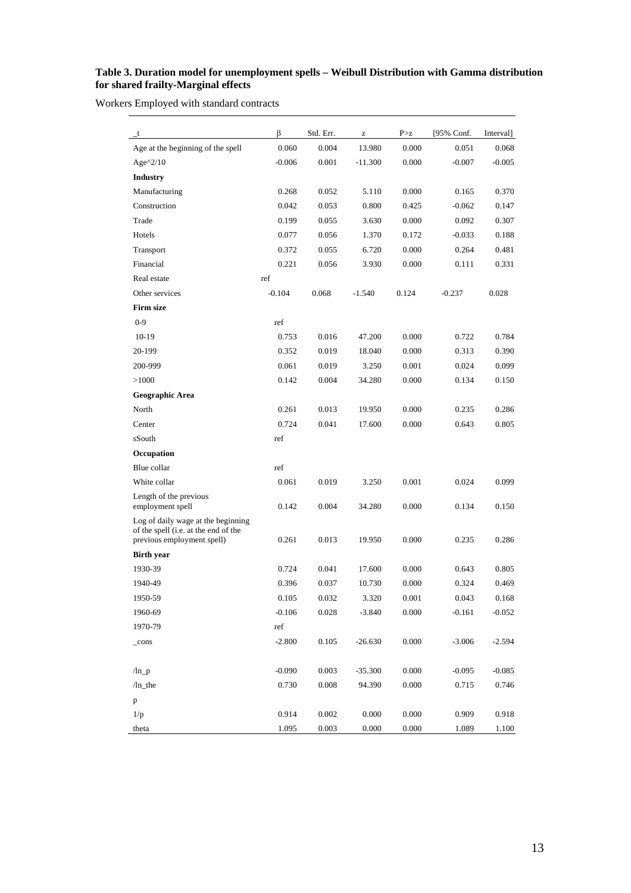**Table 3. Duration model for unemployment spells – Weibull Distribution with Gamma distribution for shared frailty-Marginal effects**

Workers Employed with standard contracts

| _t | β | Std. Err. | z | P>z | [95% Conf. | Interval] |
|---|---|---|---|---|---|---|
| Age at the beginning of the spell | 0.060 | 0.004 | 13.980 | 0.000 | 0.051 | 0.068 |
| Age^2/10 | -0.006 | 0.001 | -11.300 | 0.000 | -0.007 | -0.005 |
| **Industry** | | | | | | |
| Manufacturing | 0.268 | 0.052 | 5.110 | 0.000 | 0.165 | 0.370 |
| Construction | 0.042 | 0.053 | 0.800 | 0.425 | -0.062 | 0.147 |
| Trade | 0.199 | 0.055 | 3.630 | 0.000 | 0.092 | 0.307 |
| Hotels | 0.077 | 0.056 | 1.370 | 0.172 | -0.033 | 0.188 |
| Transport | 0.372 | 0.055 | 6.720 | 0.000 | 0.264 | 0.481 |
| Financial | 0.221 | 0.056 | 3.930 | 0.000 | 0.111 | 0.331 |
| Real estate | ref | | | | | |
| Other services | -0.104 | 0.068 | -1.540 | 0.124 | -0.237 | 0.028 |
| **Firm size** | | | | | | |
| 0-9 | ref | | | | | |
| 10-19 | 0.753 | 0.016 | 47.200 | 0.000 | 0.722 | 0.784 |
| 20-199 | 0.352 | 0.019 | 18.040 | 0.000 | 0.313 | 0.390 |
| 200-999 | 0.061 | 0.019 | 3.250 | 0.001 | 0.024 | 0.099 |
| >1000 | 0.142 | 0.004 | 34.280 | 0.000 | 0.134 | 0.150 |
| **Geographic Area** | | | | | | |
| North | 0.261 | 0.013 | 19.950 | 0.000 | 0.235 | 0.286 |
| Center | 0.724 | 0.041 | 17.600 | 0.000 | 0.643 | 0.805 |
| sSouth | ref | | | | | |
| **Occupation** | | | | | | |
| Blue collar | ref | | | | | |
| White collar | 0.061 | 0.019 | 3.250 | 0.001 | 0.024 | 0.099 |
| Length of the previous employment spell | 0.142 | 0.004 | 34.280 | 0.000 | 0.134 | 0.150 |
| Log of daily wage at the beginning of the spell (i.e. at the end of the previous employment spell) | 0.261 | 0.013 | 19.950 | 0.000 | 0.235 | 0.286 |
| **Birth year** | | | | | | |
| 1930-39 | 0.724 | 0.041 | 17.600 | 0.000 | 0.643 | 0.805 |
| 1940-49 | 0.396 | 0.037 | 10.730 | 0.000 | 0.324 | 0.469 |
| 1950-59 | 0.105 | 0.032 | 3.320 | 0.001 | 0.043 | 0.168 |
| 1960-69 | -0.106 | 0.028 | -3.840 | 0.000 | -0.161 | -0.052 |
| 1970-79 | ref | | | | | |
| _cons | -2.800 | 0.105 | -26.630 | 0.000 | -3.006 | -2.594 |
| /ln_p | -0.090 | 0.003 | -35.300 | 0.000 | -0.095 | -0.085 |
| /ln_the | 0.730 | 0.008 | 94.390 | 0.000 | 0.715 | 0.746 |
| p | | | | | | |
| 1/p | 0.914 | 0.002 | 0.000 | 0.000 | 0.909 | 0.918 |
| theta | 1.095 | 0.003 | 0.000 | 0.000 | 1.089 | 1.100 |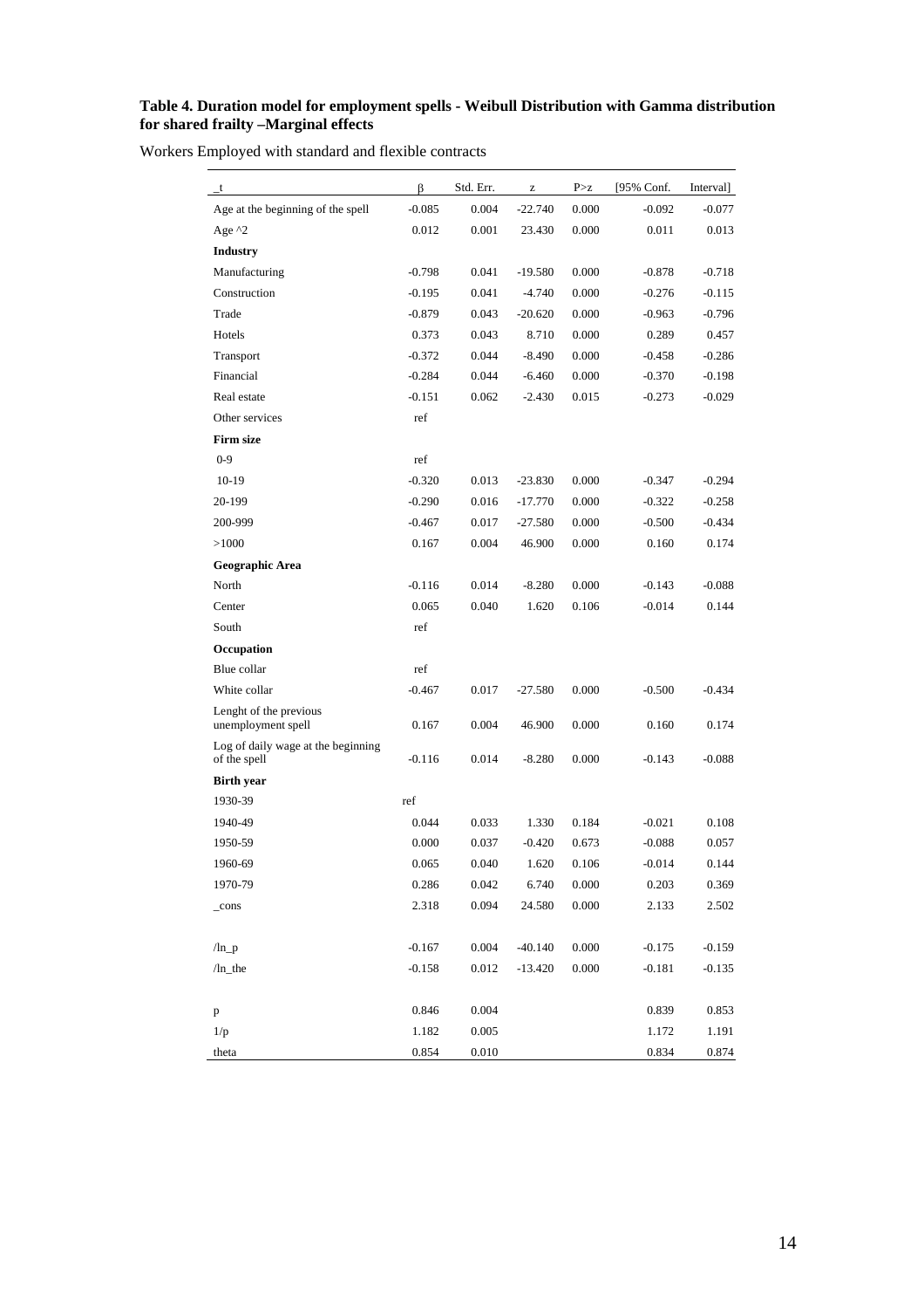**Table 4. Duration model for employment spells - Weibull Distribution with Gamma distribution for shared frailty –Marginal effects**

Workers Employed with standard and flexible contracts

| _t | β | Std. Err. | z | P>z | [95% Conf. | Interval] |
|---|---|---|---|---|---|---|
| Age at the beginning of the spell | -0.085 | 0.004 | -22.740 | 0.000 | -0.092 | -0.077 |
| Age ^2 | 0.012 | 0.001 | 23.430 | 0.000 | 0.011 | 0.013 |
| **Industry** | | | | | | |
| Manufacturing | -0.798 | 0.041 | -19.580 | 0.000 | -0.878 | -0.718 |
| Construction | -0.195 | 0.041 | -4.740 | 0.000 | -0.276 | -0.115 |
| Trade | -0.879 | 0.043 | -20.620 | 0.000 | -0.963 | -0.796 |
| Hotels | 0.373 | 0.043 | 8.710 | 0.000 | 0.289 | 0.457 |
| Transport | -0.372 | 0.044 | -8.490 | 0.000 | -0.458 | -0.286 |
| Financial | -0.284 | 0.044 | -6.460 | 0.000 | -0.370 | -0.198 |
| Real estate | -0.151 | 0.062 | -2.430 | 0.015 | -0.273 | -0.029 |
| Other services | ref | | | | | |
| **Firm size** | | | | | | |
| 0-9 | ref | | | | | |
| 10-19 | -0.320 | 0.013 | -23.830 | 0.000 | -0.347 | -0.294 |
| 20-199 | -0.290 | 0.016 | -17.770 | 0.000 | -0.322 | -0.258 |
| 200-999 | -0.467 | 0.017 | -27.580 | 0.000 | -0.500 | -0.434 |
| >1000 | 0.167 | 0.004 | 46.900 | 0.000 | 0.160 | 0.174 |
| **Geographic Area** | | | | | | |
| North | -0.116 | 0.014 | -8.280 | 0.000 | -0.143 | -0.088 |
| Center | 0.065 | 0.040 | 1.620 | 0.106 | -0.014 | 0.144 |
| South | ref | | | | | |
| **Occupation** | | | | | | |
| Blue collar | ref | | | | | |
| White collar | -0.467 | 0.017 | -27.580 | 0.000 | -0.500 | -0.434 |
| Lenght of the previous unemployment spell | 0.167 | 0.004 | 46.900 | 0.000 | 0.160 | 0.174 |
| Log of daily wage at the beginning of the spell | -0.116 | 0.014 | -8.280 | 0.000 | -0.143 | -0.088 |
| **Birth year** | | | | | | |
| 1930-39 | ref | | | | | |
| 1940-49 | 0.044 | 0.033 | 1.330 | 0.184 | -0.021 | 0.108 |
| 1950-59 | 0.000 | 0.037 | -0.420 | 0.673 | -0.088 | 0.057 |
| 1960-69 | 0.065 | 0.040 | 1.620 | 0.106 | -0.014 | 0.144 |
| 1970-79 | 0.286 | 0.042 | 6.740 | 0.000 | 0.203 | 0.369 |
| _cons | 2.318 | 0.094 | 24.580 | 0.000 | 2.133 | 2.502 |
| | | | | | | |
| /ln_p | -0.167 | 0.004 | -40.140 | 0.000 | -0.175 | -0.159 |
| /ln_the | -0.158 | 0.012 | -13.420 | 0.000 | -0.181 | -0.135 |
| | | | | | | |
| p | 0.846 | 0.004 | | | 0.839 | 0.853 |
| 1/p | 1.182 | 0.005 | | | 1.172 | 1.191 |
| theta | 0.854 | 0.010 | | | 0.834 | 0.874 |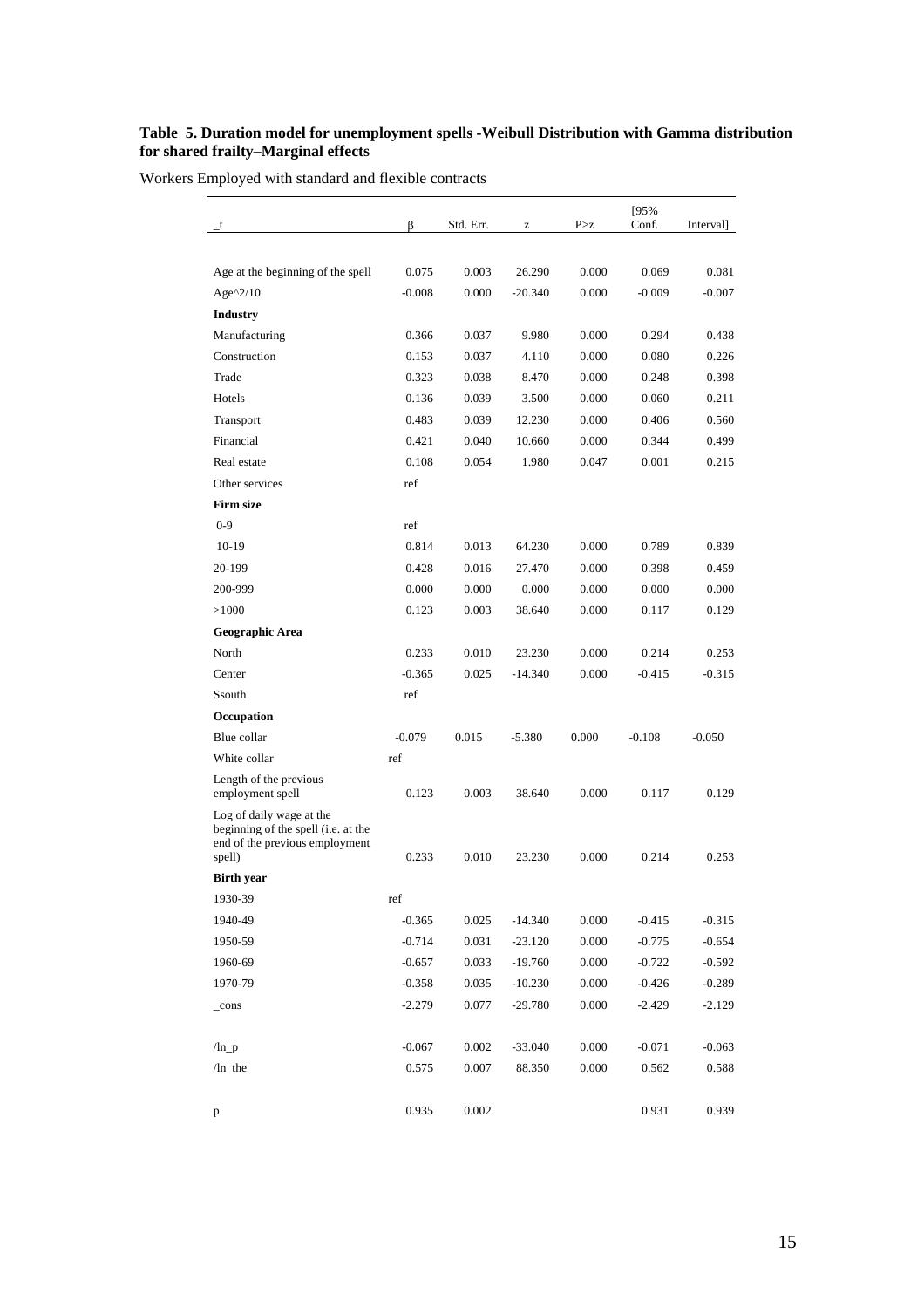**Table 5. Duration model for unemployment spells -Weibull Distribution with Gamma distribution for shared frailty–Marginal effects**

Workers Employed with standard and flexible contracts

| _t | β | Std. Err. | z | P>z | [95% Conf. | Interval] |
|---|---|---|---|---|---|---|
| Age at the beginning of the spell | 0.075 | 0.003 | 26.290 | 0.000 | 0.069 | 0.081 |
| Age^2/10 | -0.008 | 0.000 | -20.340 | 0.000 | -0.009 | -0.007 |
| **Industry** | | | | | | |
| Manufacturing | 0.366 | 0.037 | 9.980 | 0.000 | 0.294 | 0.438 |
| Construction | 0.153 | 0.037 | 4.110 | 0.000 | 0.080 | 0.226 |
| Trade | 0.323 | 0.038 | 8.470 | 0.000 | 0.248 | 0.398 |
| Hotels | 0.136 | 0.039 | 3.500 | 0.000 | 0.060 | 0.211 |
| Transport | 0.483 | 0.039 | 12.230 | 0.000 | 0.406 | 0.560 |
| Financial | 0.421 | 0.040 | 10.660 | 0.000 | 0.344 | 0.499 |
| Real estate | 0.108 | 0.054 | 1.980 | 0.047 | 0.001 | 0.215 |
| Other services | ref | | | | | |
| **Firm size** | | | | | | |
| 0-9 | ref | | | | | |
| 10-19 | 0.814 | 0.013 | 64.230 | 0.000 | 0.789 | 0.839 |
| 20-199 | 0.428 | 0.016 | 27.470 | 0.000 | 0.398 | 0.459 |
| 200-999 | 0.000 | 0.000 | 0.000 | 0.000 | 0.000 | 0.000 |
| >1000 | 0.123 | 0.003 | 38.640 | 0.000 | 0.117 | 0.129 |
| **Geographic Area** | | | | | | |
| North | 0.233 | 0.010 | 23.230 | 0.000 | 0.214 | 0.253 |
| Center | -0.365 | 0.025 | -14.340 | 0.000 | -0.415 | -0.315 |
| Ssouth | ref | | | | | |
| **Occupation** | | | | | | |
| Blue collar | -0.079 | 0.015 | -5.380 | 0.000 | -0.108 | -0.050 |
| White collar | ref | | | | | |
| Length of the previous employment spell | 0.123 | 0.003 | 38.640 | 0.000 | 0.117 | 0.129 |
| Log of daily wage at the beginning of the spell (i.e. at the end of the previous employment spell) | 0.233 | 0.010 | 23.230 | 0.000 | 0.214 | 0.253 |
| **Birth year** | | | | | | |
| 1930-39 | ref | | | | | |
| 1940-49 | -0.365 | 0.025 | -14.340 | 0.000 | -0.415 | -0.315 |
| 1950-59 | -0.714 | 0.031 | -23.120 | 0.000 | -0.775 | -0.654 |
| 1960-69 | -0.657 | 0.033 | -19.760 | 0.000 | -0.722 | -0.592 |
| 1970-79 | -0.358 | 0.035 | -10.230 | 0.000 | -0.426 | -0.289 |
| _cons | -2.279 | 0.077 | -29.780 | 0.000 | -2.429 | -2.129 |
| /ln_p | -0.067 | 0.002 | -33.040 | 0.000 | -0.071 | -0.063 |
| /ln_the | 0.575 | 0.007 | 88.350 | 0.000 | 0.562 | 0.588 |
| p | 0.935 | 0.002 | | | 0.931 | 0.939 |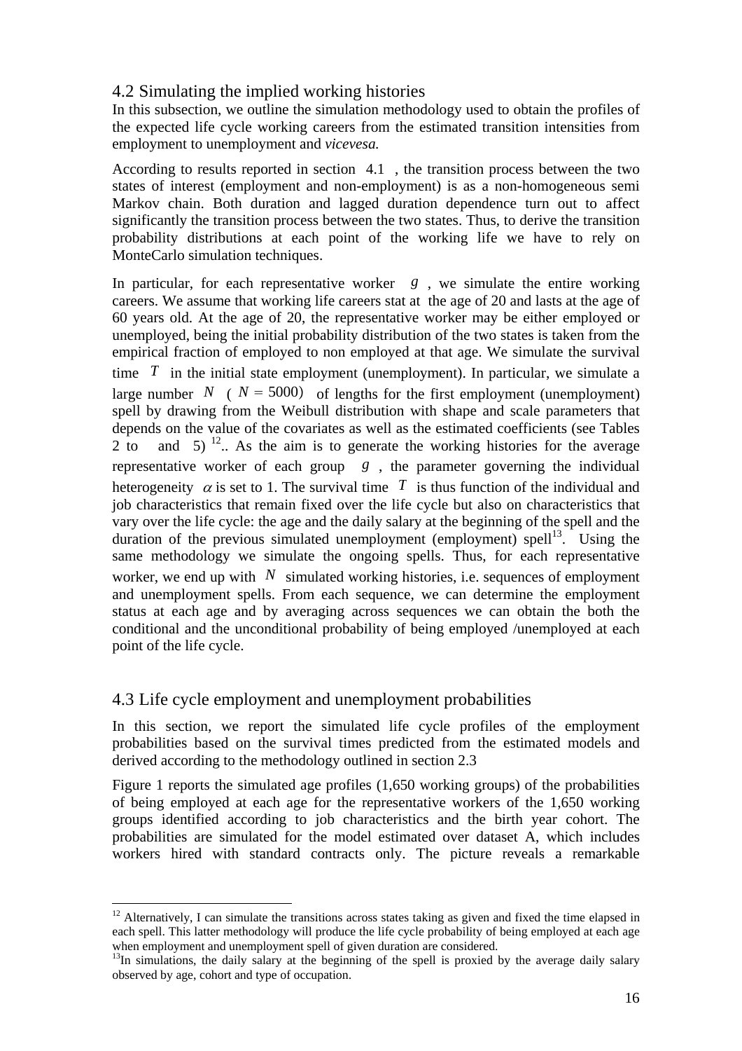## 4.2 Simulating the implied working histories

In this subsection, we outline the simulation methodology used to obtain the profiles of the expected life cycle working careers from the estimated transition intensities from employment to unemployment and *vicevesa.*

According to results reported in section 4.1 , the transition process between the two states of interest (employment and non-employment) is as a non-homogeneous semi Markov chain. Both duration and lagged duration dependence turn out to affect significantly the transition process between the two states. Thus, to derive the transition probability distributions at each point of the working life we have to rely on MonteCarlo simulation techniques.

In particular, for each representative worker $g$ , we simulate the entire working careers. We assume that working life careers stat at the age of 20 and lasts at the age of 60 years old. At the age of 20, the representative worker may be either employed or unemployed, being the initial probability distribution of the two states is taken from the empirical fraction of employed to non employed at that age. We simulate the survival time $T$ in the initial state employment (unemployment). In particular, we simulate a large number $N$ ( $N = 5000$) of lengths for the first employment (unemployment) spell by drawing from the Weibull distribution with shape and scale parameters that depends on the value of the covariates as well as the estimated coefficients (see Tables 2 to and 5) [12].. As the aim is to generate the working histories for the average representative worker of each group $g$ , the parameter governing the individual heterogeneity $\alpha$ is set to 1. The survival time $T$ is thus function of the individual and job characteristics that remain fixed over the life cycle but also on characteristics that vary over the life cycle: the age and the daily salary at the beginning of the spell and the duration of the previous simulated unemployment (employment) spell[13]. Using the same methodology we simulate the ongoing spells. Thus, for each representative worker, we end up with $N$ simulated working histories, i.e. sequences of employment and unemployment spells. From each sequence, we can determine the employment status at each age and by averaging across sequences we can obtain the both the conditional and the unconditional probability of being employed /unemployed at each point of the life cycle.

## 4.3 Life cycle employment and unemployment probabilities

In this section, we report the simulated life cycle profiles of the employment probabilities based on the survival times predicted from the estimated models and derived according to the methodology outlined in section 2.3

Figure 1 reports the simulated age profiles (1,650 working groups) of the probabilities of being employed at each age for the representative workers of the 1,650 working groups identified according to job characteristics and the birth year cohort. The probabilities are simulated for the model estimated over dataset A, which includes workers hired with standard contracts only. The picture reveals a remarkable

---

[12] Alternatively, I can simulate the transitions across states taking as given and fixed the time elapsed in each spell. This latter methodology will produce the life cycle probability of being employed at each age when employment and unemployment spell of given duration are considered.

[13] In simulations, the daily salary at the beginning of the spell is proxied by the average daily salary observed by age, cohort and type of occupation.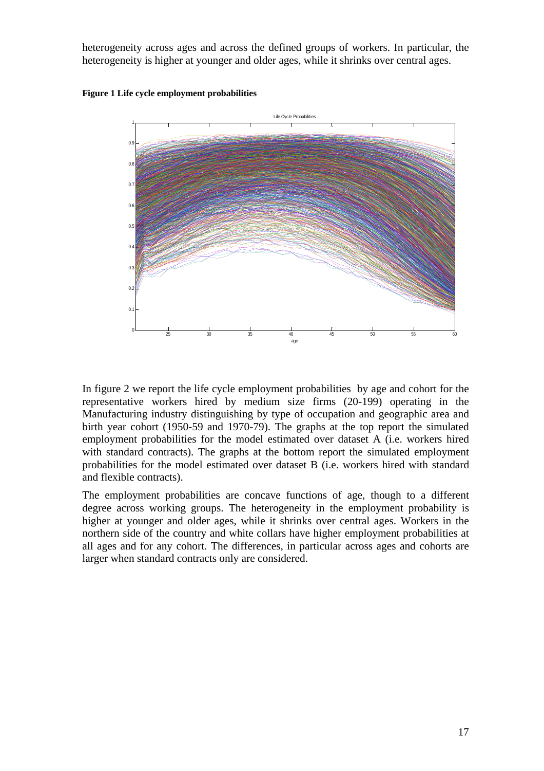heterogeneity across ages and across the defined groups of workers. In particular, the heterogeneity is higher at younger and older ages, while it shrinks over central ages.

**Figure 1 Life cycle employment probabilities**

In figure 2 we report the life cycle employment probabilities by age and cohort for the representative workers hired by medium size firms (20-199) operating in the Manufacturing industry distinguishing by type of occupation and geographic area and birth year cohort (1950-59 and 1970-79). The graphs at the top report the simulated employment probabilities for the model estimated over dataset A (i.e. workers hired with standard contracts). The graphs at the bottom report the simulated employment probabilities for the model estimated over dataset B (i.e. workers hired with standard and flexible contracts).

The employment probabilities are concave functions of age, though to a different degree across working groups. The heterogeneity in the employment probability is higher at younger and older ages, while it shrinks over central ages. Workers in the northern side of the country and white collars have higher employment probabilities at all ages and for any cohort. The differences, in particular across ages and cohorts are larger when standard contracts only are considered.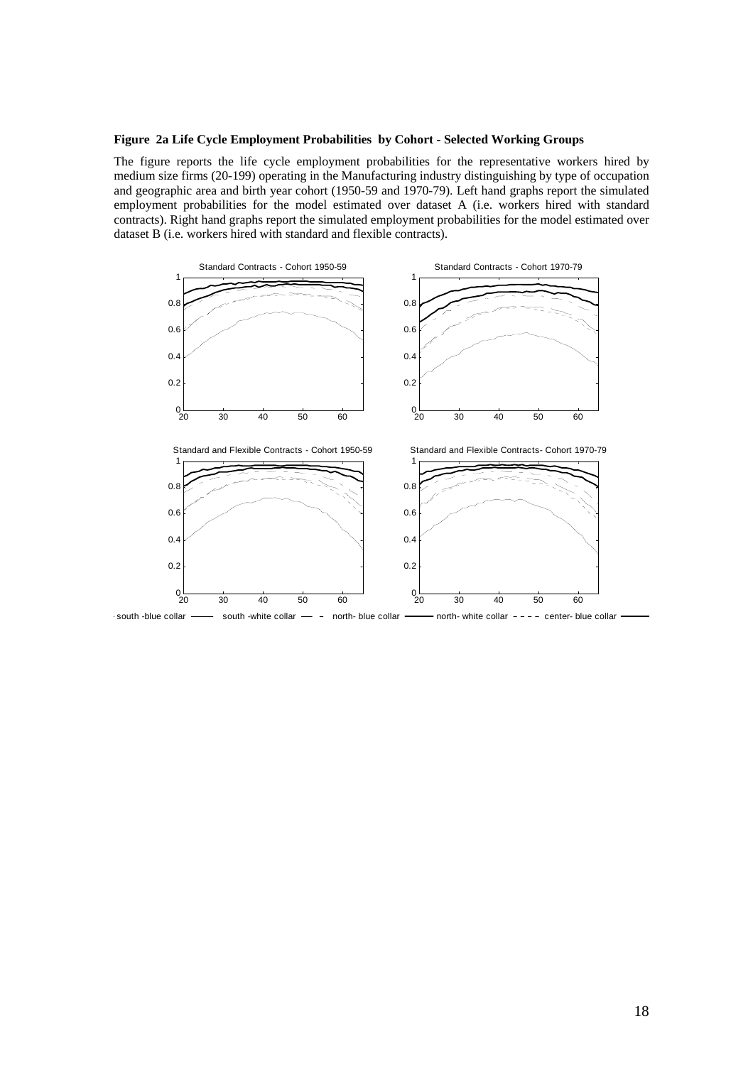**Figure 2a Life Cycle Employment Probabilities by Cohort - Selected Working Groups**

The figure reports the life cycle employment probabilities for the representative workers hired by medium size firms (20-199) operating in the Manufacturing industry distinguishing by type of occupation and geographic area and birth year cohort (1950-59 and 1970-79). Left hand graphs report the simulated employment probabilities for the model estimated over dataset A (i.e. workers hired with standard contracts). Right hand graphs report the simulated employment probabilities for the model estimated over dataset B (i.e. workers hired with standard and flexible contracts).

Standard Contracts - Cohort 1950-59

Standard Contracts - Cohort 1970-79

Standard and Flexible Contracts - Cohort 1950-59

Standard and Flexible Contracts- Cohort 1970-79

south -blue collar —— south -white collar — – north- blue collar —— north- white collar – – – – center- blue collar ——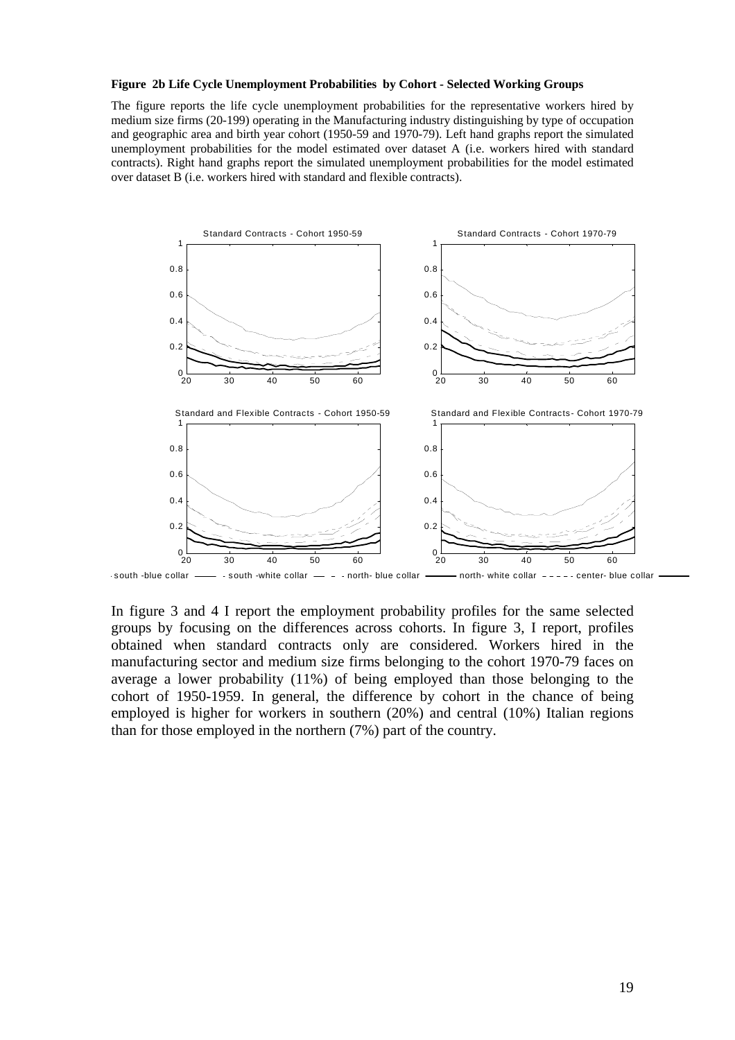**Figure 2b Life Cycle Unemployment Probabilities by Cohort - Selected Working Groups**

The figure reports the life cycle unemployment probabilities for the representative workers hired by medium size firms (20-199) operating in the Manufacturing industry distinguishing by type of occupation and geographic area and birth year cohort (1950-59 and 1970-79). Left hand graphs report the simulated unemployment probabilities for the model estimated over dataset A (i.e. workers hired with standard contracts). Right hand graphs report the simulated unemployment probabilities for the model estimated over dataset B (i.e. workers hired with standard and flexible contracts).

In figure 3 and 4 I report the employment probability profiles for the same selected groups by focusing on the differences across cohorts. In figure 3, I report, profiles obtained when standard contracts only are considered. Workers hired in the manufacturing sector and medium size firms belonging to the cohort 1970-79 faces on average a lower probability (11%) of being employed than those belonging to the cohort of 1950-1959. In general, the difference by cohort in the chance of being employed is higher for workers in southern (20%) and central (10%) Italian regions than for those employed in the northern (7%) part of the country.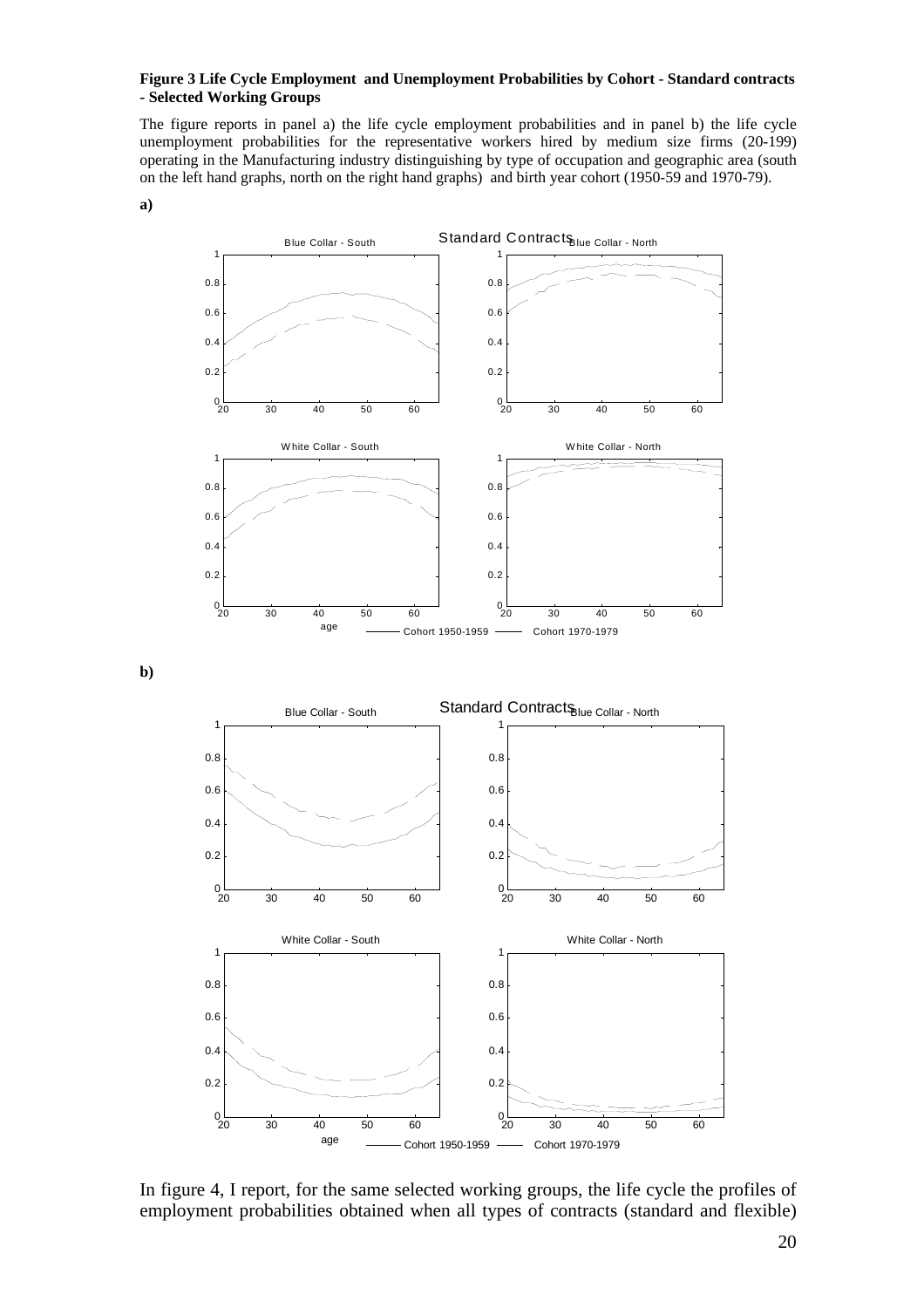**Figure 3 Life Cycle Employment and Unemployment Probabilities by Cohort - Standard contracts - Selected Working Groups**

The figure reports in panel a) the life cycle employment probabilities and in panel b) the life cycle unemployment probabilities for the representative workers hired by medium size firms (20-199) operating in the Manufacturing industry distinguishing by type of occupation and geographic area (south on the left hand graphs, north on the right hand graphs) and birth year cohort (1950-59 and 1970-79).

**a)**

**b)**

In figure 4, I report, for the same selected working groups, the life cycle the profiles of employment probabilities obtained when all types of contracts (standard and flexible)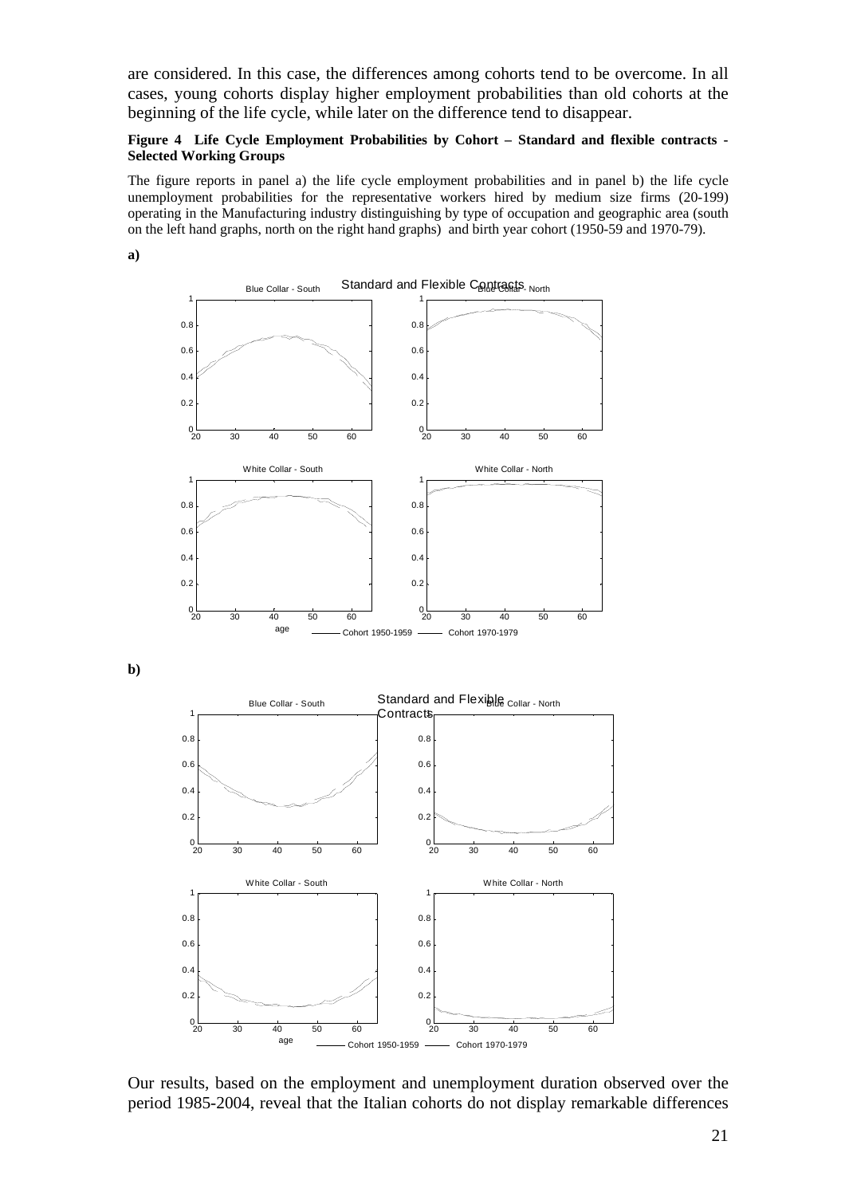are considered. In this case, the differences among cohorts tend to be overcome. In all cases, young cohorts display higher employment probabilities than old cohorts at the beginning of the life cycle, while later on the difference tend to disappear.

**Figure 4 Life Cycle Employment Probabilities by Cohort – Standard and flexible contracts - Selected Working Groups**

The figure reports in panel a) the life cycle employment probabilities and in panel b) the life cycle unemployment probabilities for the representative workers hired by medium size firms (20-199) operating in the Manufacturing industry distinguishing by type of occupation and geographic area (south on the left hand graphs, north on the right hand graphs) and birth year cohort (1950-59 and 1970-79).

**a)**

**b)**

Our results, based on the employment and unemployment duration observed over the period 1985-2004, reveal that the Italian cohorts do not display remarkable differences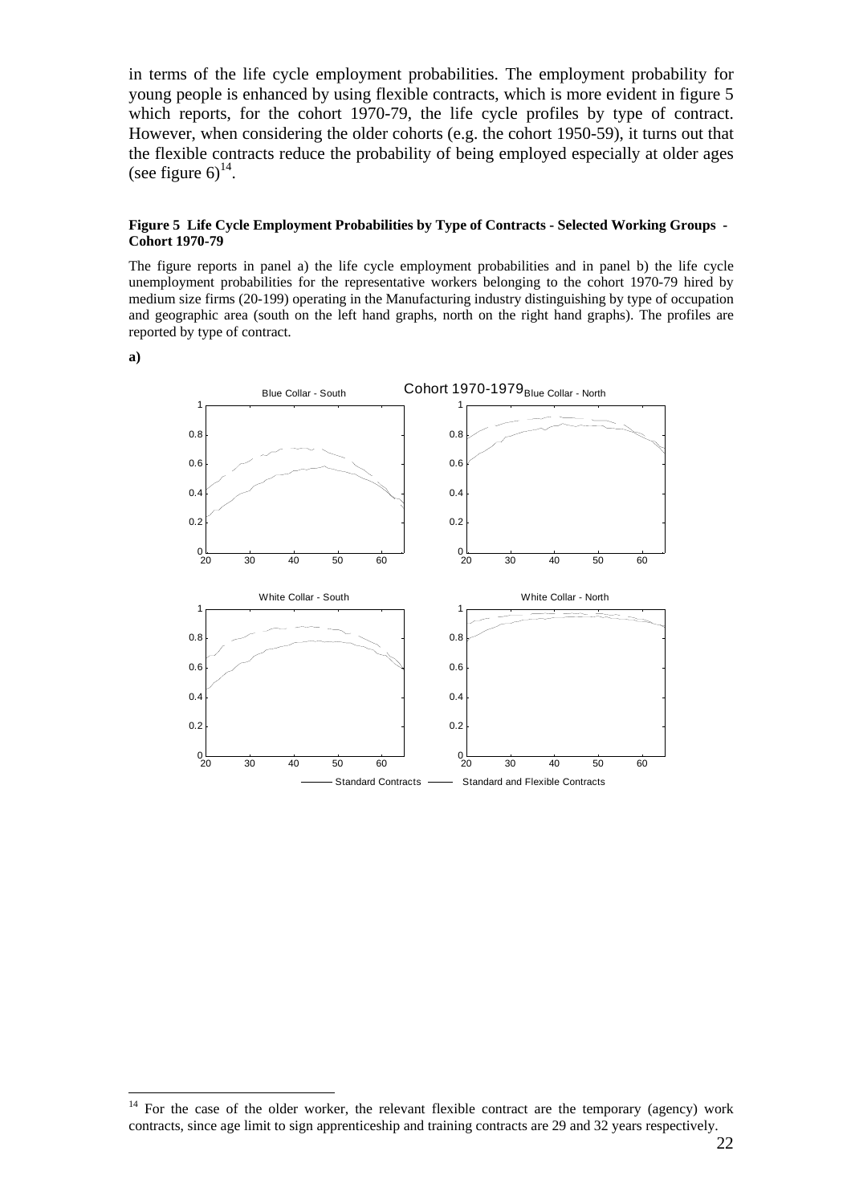in terms of the life cycle employment probabilities. The employment probability for young people is enhanced by using flexible contracts, which is more evident in figure 5 which reports, for the cohort 1970-79, the life cycle profiles by type of contract. However, when considering the older cohorts (e.g. the cohort 1950-59), it turns out that the flexible contracts reduce the probability of being employed especially at older ages (see figure 6)[14].

**Figure 5 Life Cycle Employment Probabilities by Type of Contracts - Selected Working Groups - Cohort 1970-79**

The figure reports in panel a) the life cycle employment probabilities and in panel b) the life cycle unemployment probabilities for the representative workers belonging to the cohort 1970-79 hired by medium size firms (20-199) operating in the Manufacturing industry distinguishing by type of occupation and geographic area (south on the left hand graphs, north on the right hand graphs). The profiles are reported by type of contract.

**a)**

[14] For the case of the older worker, the relevant flexible contract are the temporary (agency) work contracts, since age limit to sign apprenticeship and training contracts are 29 and 32 years respectively.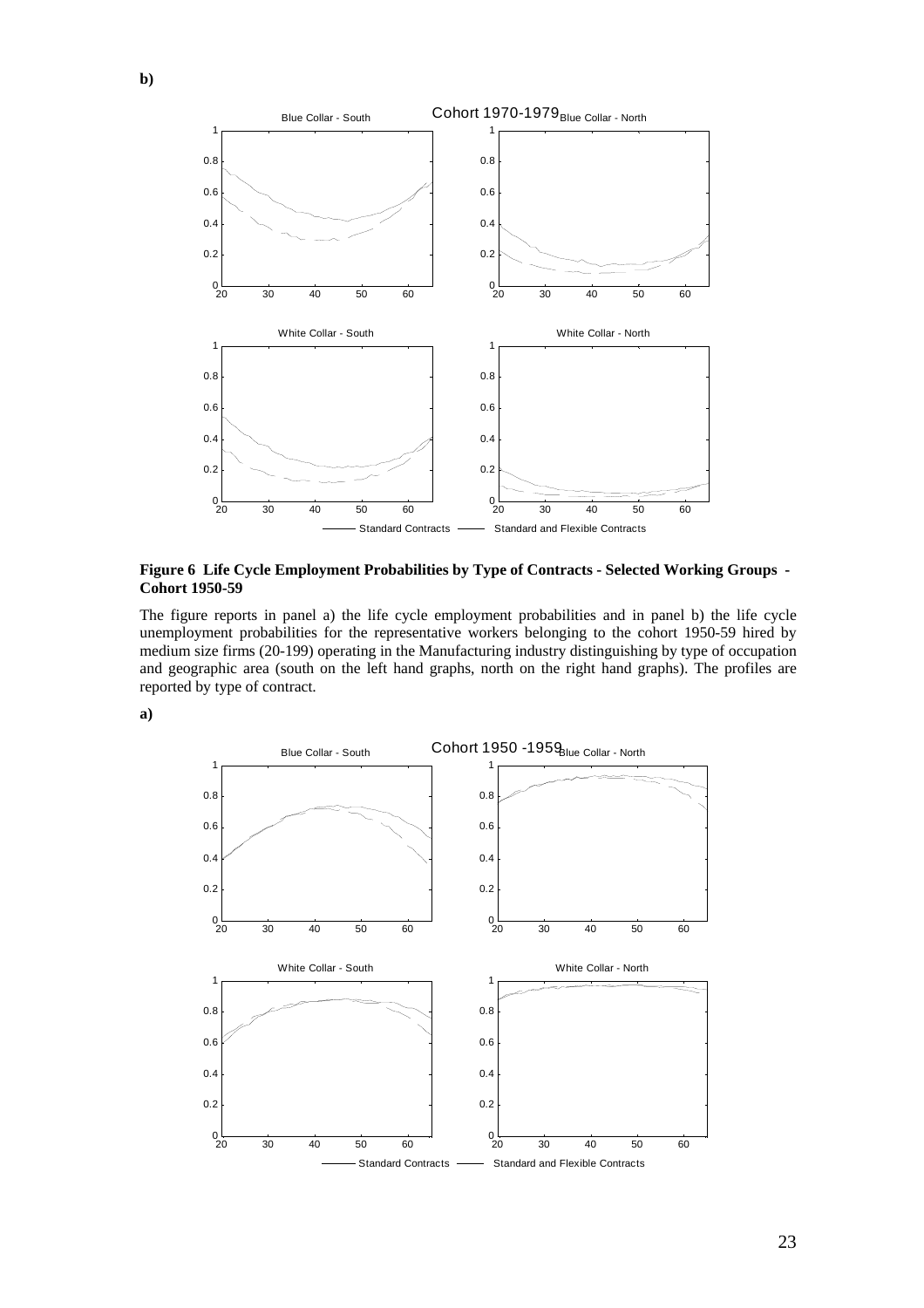**b)**

**Figure 6 Life Cycle Employment Probabilities by Type of Contracts - Selected Working Groups - Cohort 1950-59**

The figure reports in panel a) the life cycle employment probabilities and in panel b) the life cycle unemployment probabilities for the representative workers belonging to the cohort 1950-59 hired by medium size firms (20-199) operating in the Manufacturing industry distinguishing by type of occupation and geographic area (south on the left hand graphs, north on the right hand graphs). The profiles are reported by type of contract.

**a)**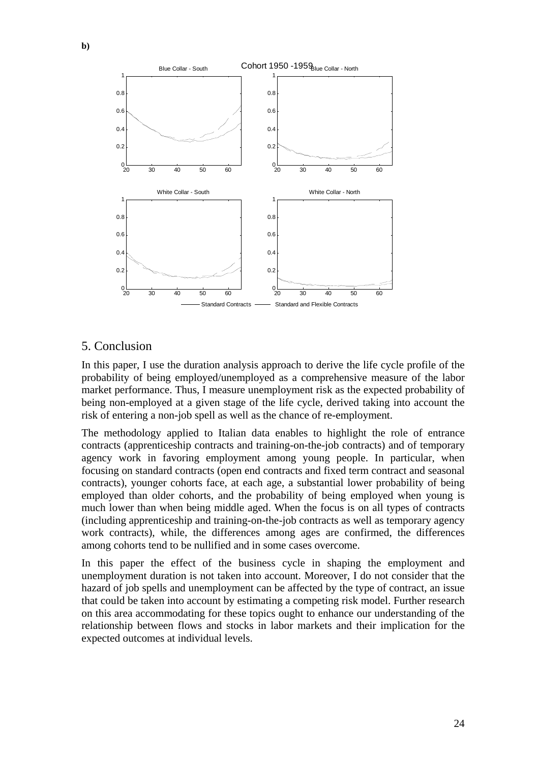**b)**

Cohort 1950 -1959

Blue Collar - South

Blue Collar - North

White Collar - South

White Collar - North

Standard Contracts —— Standard and Flexible Contracts

## 5. Conclusion

In this paper, I use the duration analysis approach to derive the life cycle profile of the probability of being employed/unemployed as a comprehensive measure of the labor market performance. Thus, I measure unemployment risk as the expected probability of being non-employed at a given stage of the life cycle, derived taking into account the risk of entering a non-job spell as well as the chance of re-employment.

The methodology applied to Italian data enables to highlight the role of entrance contracts (apprenticeship contracts and training-on-the-job contracts) and of temporary agency work in favoring employment among young people. In particular, when focusing on standard contracts (open end contracts and fixed term contract and seasonal contracts), younger cohorts face, at each age, a substantial lower probability of being employed than older cohorts, and the probability of being employed when young is much lower than when being middle aged. When the focus is on all types of contracts (including apprenticeship and training-on-the-job contracts as well as temporary agency work contracts), while, the differences among ages are confirmed, the differences among cohorts tend to be nullified and in some cases overcome.

In this paper the effect of the business cycle in shaping the employment and unemployment duration is not taken into account. Moreover, I do not consider that the hazard of job spells and unemployment can be affected by the type of contract, an issue that could be taken into account by estimating a competing risk model. Further research on this area accommodating for these topics ought to enhance our understanding of the relationship between flows and stocks in labor markets and their implication for the expected outcomes at individual levels.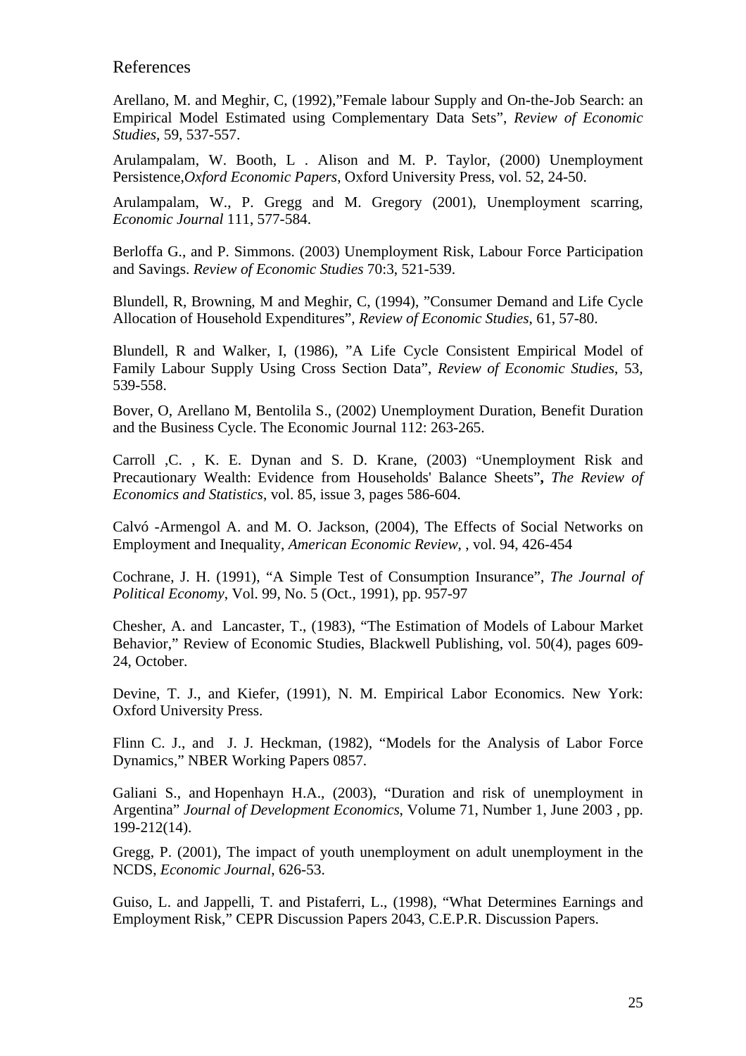## References

Arellano, M. and Meghir, C, (1992),"Female labour Supply and On-the-Job Search: an Empirical Model Estimated using Complementary Data Sets", *Review of Economic Studies*, 59, 537-557.

Arulampalam, W. Booth, L . Alison and M. P. Taylor, (2000) Unemployment Persistence,*Oxford Economic Papers*, Oxford University Press, vol. 52, 24-50.

Arulampalam, W., P. Gregg and M. Gregory (2001), Unemployment scarring, *Economic Journal* 111, 577-584.

Berloffa G., and P. Simmons. (2003) Unemployment Risk, Labour Force Participation and Savings. *Review of Economic Studies* 70:3, 521-539.

Blundell, R, Browning, M and Meghir, C, (1994), "Consumer Demand and Life Cycle Allocation of Household Expenditures", *Review of Economic Studies*, 61, 57-80.

Blundell, R and Walker, I, (1986), "A Life Cycle Consistent Empirical Model of Family Labour Supply Using Cross Section Data", *Review of Economic Studies*, 53, 539-558.

Bover, O, Arellano M, Bentolila S., (2002) Unemployment Duration, Benefit Duration and the Business Cycle. The Economic Journal 112: 263-265.

Carroll ,C. , K. E. Dynan and S. D. Krane, (2003) "Unemployment Risk and Precautionary Wealth: Evidence from Households' Balance Sheets", *The Review of Economics and Statistics*, vol. 85, issue 3, pages 586-604.

Calvó -Armengol A. and M. O. Jackson, (2004), The Effects of Social Networks on Employment and Inequality, *American Economic Review*, , vol. 94, 426-454

Cochrane, J. H. (1991), "A Simple Test of Consumption Insurance", *The Journal of Political Economy*, Vol. 99, No. 5 (Oct., 1991), pp. 957-97

Chesher, A. and Lancaster, T., (1983), "The Estimation of Models of Labour Market Behavior," Review of Economic Studies, Blackwell Publishing, vol. 50(4), pages 609-24, October.

Devine, T. J., and Kiefer, (1991), N. M. Empirical Labor Economics. New York: Oxford University Press.

Flinn C. J., and J. J. Heckman, (1982), "Models for the Analysis of Labor Force Dynamics," NBER Working Papers 0857.

Galiani S., and Hopenhayn H.A., (2003), "Duration and risk of unemployment in Argentina" *Journal of Development Economics*, Volume 71, Number 1, June 2003 , pp. 199-212(14).

Gregg, P. (2001), The impact of youth unemployment on adult unemployment in the NCDS, *Economic Journal*, 626-53.

Guiso, L. and Jappelli, T. and Pistaferri, L., (1998), "What Determines Earnings and Employment Risk," CEPR Discussion Papers 2043, C.E.P.R. Discussion Papers.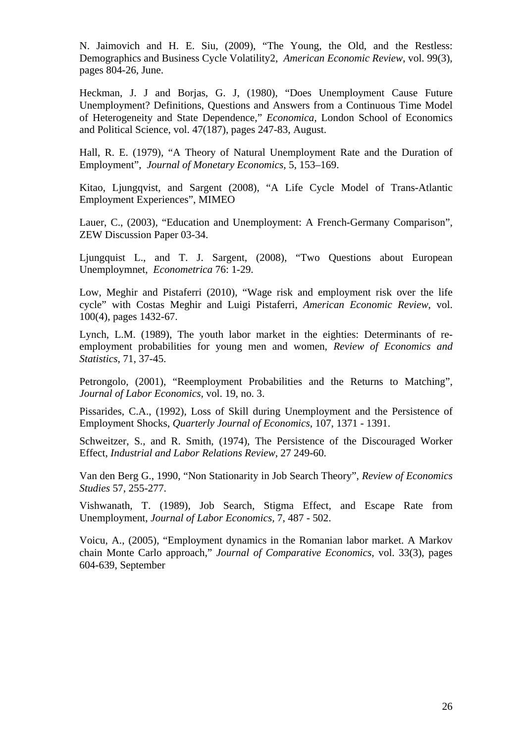N. Jaimovich and H. E. Siu, (2009), "The Young, the Old, and the Restless: Demographics and Business Cycle Volatility2, *American Economic Review*, vol. 99(3), pages 804-26, June.

Heckman, J. J and Borjas, G. J, (1980), "Does Unemployment Cause Future Unemployment? Definitions, Questions and Answers from a Continuous Time Model of Heterogeneity and State Dependence," *Economica*, London School of Economics and Political Science, vol. 47(187), pages 247-83, August.

Hall, R. E. (1979), "A Theory of Natural Unemployment Rate and the Duration of Employment", *Journal of Monetary Economics*, 5, 153–169.

Kitao, Ljungqvist, and Sargent (2008), "A Life Cycle Model of Trans-Atlantic Employment Experiences", MIMEO

Lauer, C., (2003), "Education and Unemployment: A French-Germany Comparison", ZEW Discussion Paper 03-34.

Ljungquist L., and T. J. Sargent, (2008), "Two Questions about European Unemploymnet, *Econometrica* 76: 1-29.

Low, Meghir and Pistaferri (2010), "Wage risk and employment risk over the life cycle" with Costas Meghir and Luigi Pistaferri, *American Economic Review*, vol. 100(4), pages 1432-67.

Lynch, L.M. (1989), The youth labor market in the eighties: Determinants of re-employment probabilities for young men and women, *Review of Economics and Statistics*, 71, 37-45.

Petrongolo, (2001), "Reemployment Probabilities and the Returns to Matching", *Journal of Labor Economics*, vol. 19, no. 3.

Pissarides, C.A., (1992), Loss of Skill during Unemployment and the Persistence of Employment Shocks, *Quarterly Journal of Economics*, 107, 1371 - 1391.

Schweitzer, S., and R. Smith, (1974), The Persistence of the Discouraged Worker Effect, *Industrial and Labor Relations Review*, 27 249-60.

Van den Berg G., 1990, "Non Stationarity in Job Search Theory", *Review of Economics Studies* 57, 255-277.

Vishwanath, T. (1989), Job Search, Stigma Effect, and Escape Rate from Unemployment, *Journal of Labor Economics*, 7, 487 - 502.

Voicu, A., (2005), "Employment dynamics in the Romanian labor market. A Markov chain Monte Carlo approach," *Journal of Comparative Economics*, vol. 33(3), pages 604-639, September